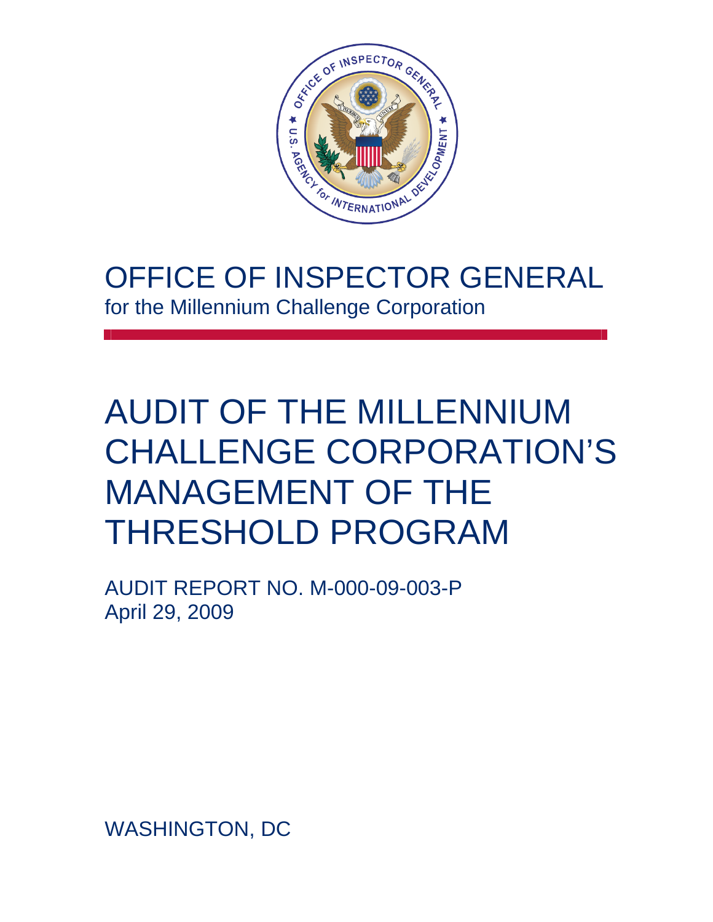# OFFICE OF INSPECTOR GENERAL

for the Millennium Challenge Corporation

# AUDIT OF THE MILLENNIUM CHALLENGE CORPORATION'S MANAGEMENT OF THE THRESHOLD PROGRAM

AUDIT REPORT NO. M-000-09-003-P
April 29, 2009

WASHINGTON, DC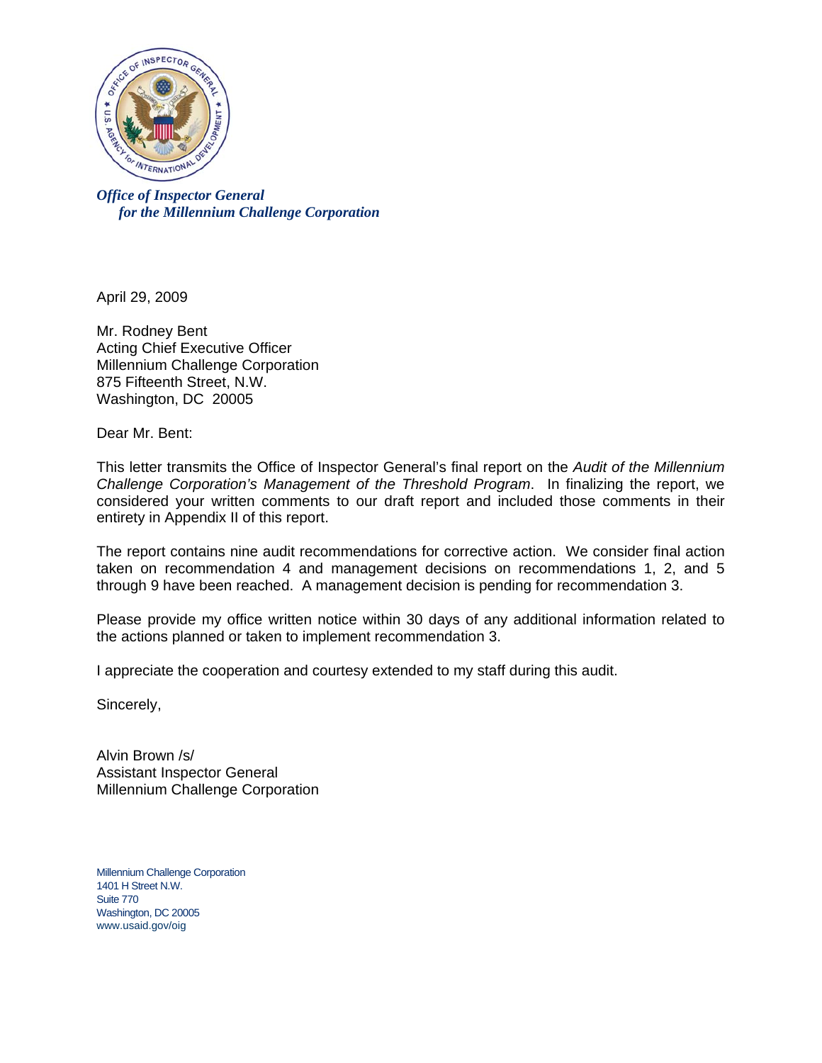*Office of Inspector General*
*for the Millennium Challenge Corporation*

April 29, 2009

Mr. Rodney Bent
Acting Chief Executive Officer
Millennium Challenge Corporation
875 Fifteenth Street, N.W.
Washington, DC 20005

Dear Mr. Bent:

This letter transmits the Office of Inspector General's final report on the *Audit of the Millennium Challenge Corporation's Management of the Threshold Program*. In finalizing the report, we considered your written comments to our draft report and included those comments in their entirety in Appendix II of this report.

The report contains nine audit recommendations for corrective action. We consider final action taken on recommendation 4 and management decisions on recommendations 1, 2, and 5 through 9 have been reached. A management decision is pending for recommendation 3.

Please provide my office written notice within 30 days of any additional information related to the actions planned or taken to implement recommendation 3.

I appreciate the cooperation and courtesy extended to my staff during this audit.

Sincerely,

Alvin Brown /s/
Assistant Inspector General
Millennium Challenge Corporation

Millennium Challenge Corporation
1401 H Street N.W.
Suite 770
Washington, DC 20005
www.usaid.gov/oig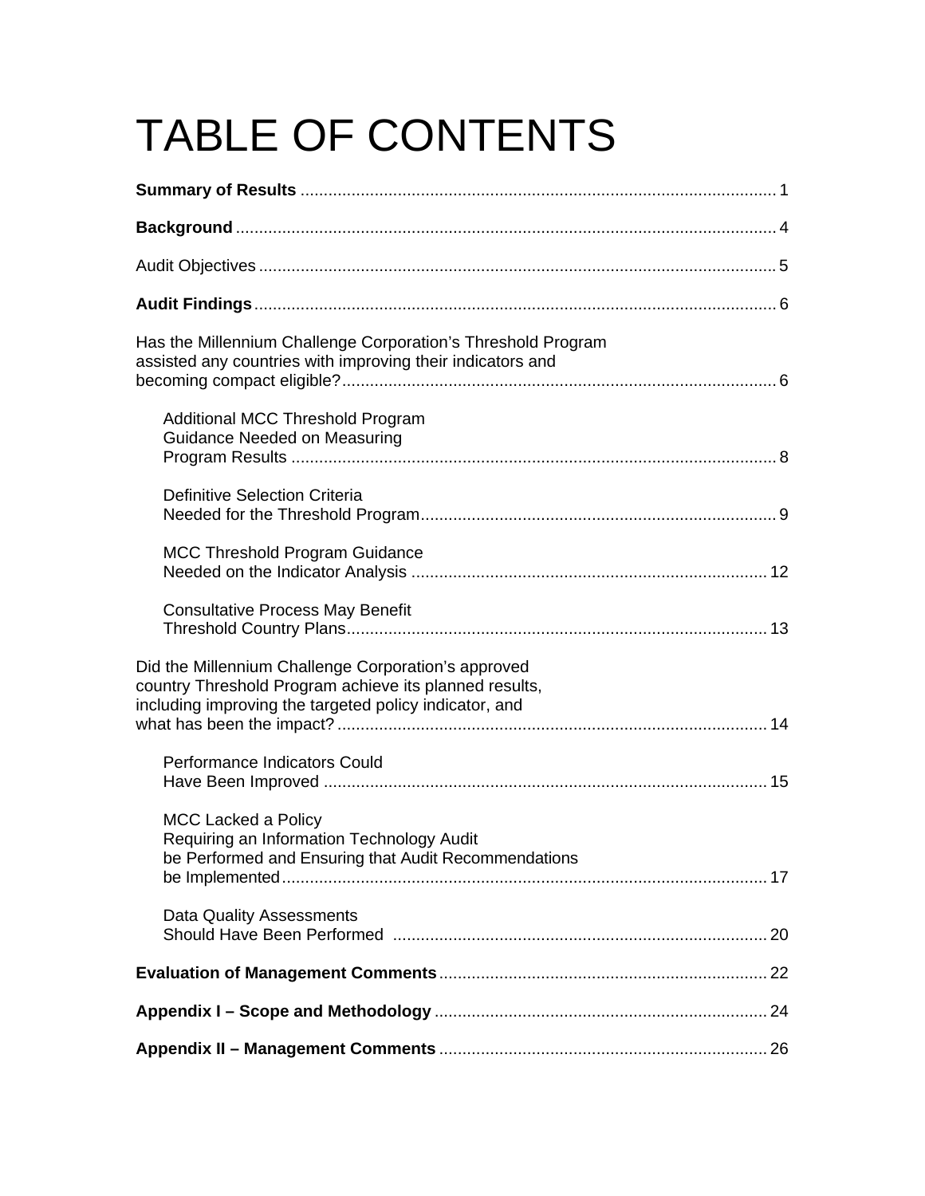# TABLE OF CONTENTS

**Summary of Results** ..................................................................................................... 1

**Background** .................................................................................................................. 4

Audit Objectives ............................................................................................................. 5

**Audit Findings** .............................................................................................................. 6

Has the Millennium Challenge Corporation's Threshold Program assisted any countries with improving their indicators and becoming compact eligible? ........................................................................................... 6

- Additional MCC Threshold Program Guidance Needed on Measuring Program Results ....................................................................................................... 8
- Definitive Selection Criteria Needed for the Threshold Program .......................................................................... 9
- MCC Threshold Program Guidance Needed on the Indicator Analysis ........................................................................... 12
- Consultative Process May Benefit Threshold Country Plans ......................................................................................... 13

Did the Millennium Challenge Corporation's approved country Threshold Program achieve its planned results, including improving the targeted policy indicator, and what has been the impact? ........................................................................................... 14

- Performance Indicators Could Have Been Improved .............................................................................................. 15
- MCC Lacked a Policy Requiring an Information Technology Audit be Performed and Ensuring that Audit Recommendations be Implemented ....................................................................................................... 17
- Data Quality Assessments Should Have Been Performed ............................................................................... 20

**Evaluation of Management Comments** ..................................................................... 22

**Appendix I – Scope and Methodology** ....................................................................... 24

**Appendix II – Management Comments** ..................................................................... 26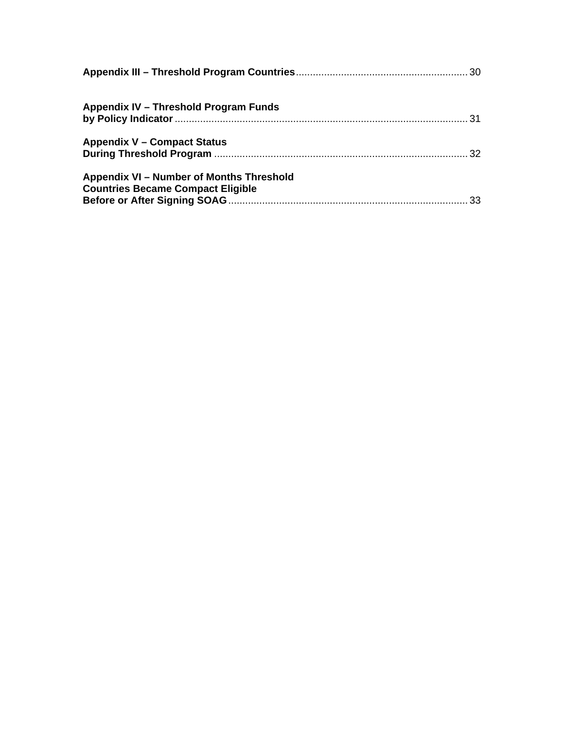**Appendix III – Threshold Program Countries** ............................................................ 30

**Appendix IV – Threshold Program Funds by Policy Indicator** ....................................................................................................... 31

**Appendix V – Compact Status During Threshold Program** ......................................................................................... 32

**Appendix VI – Number of Months Threshold Countries Became Compact Eligible Before or After Signing SOAG** .................................................................................... 33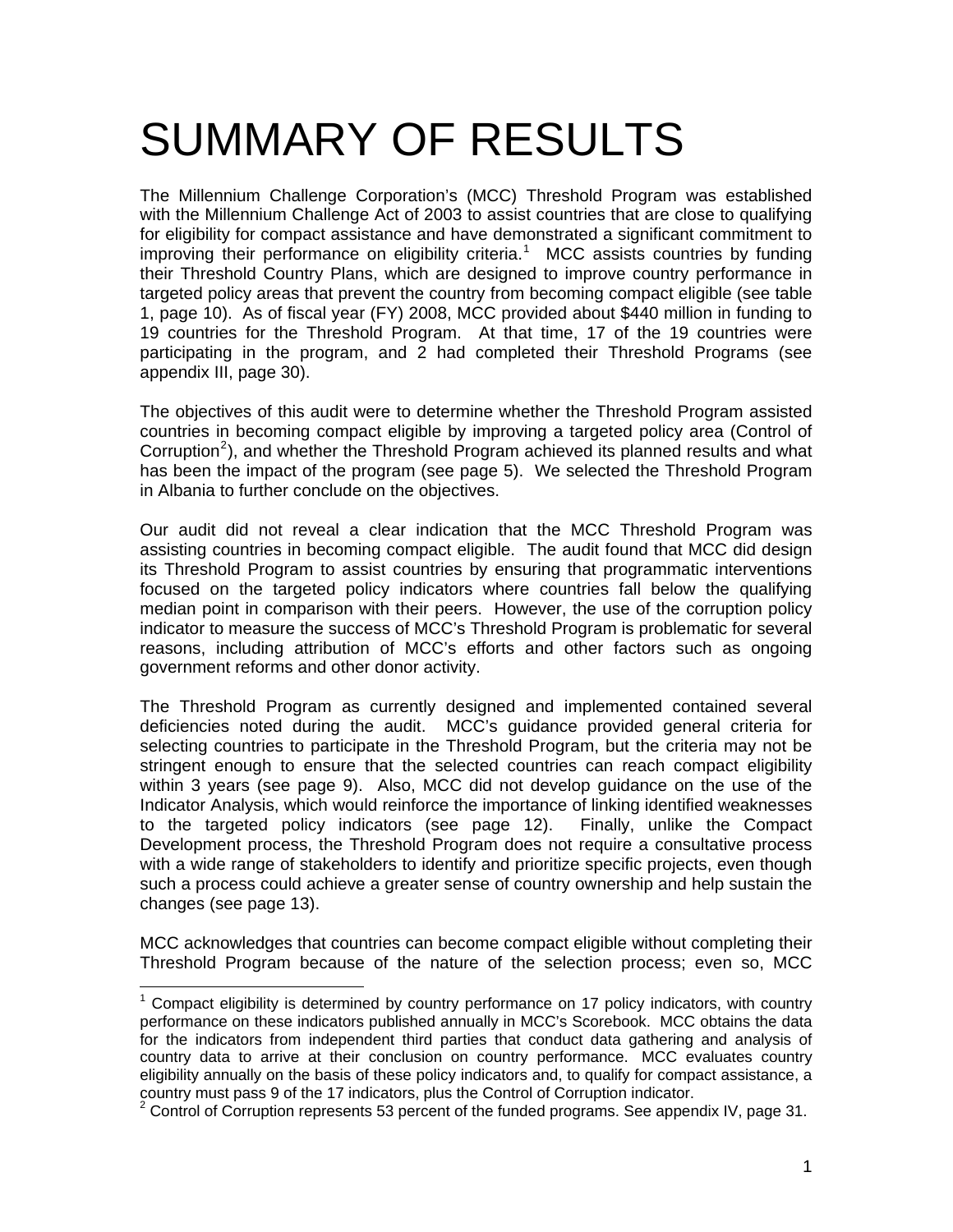# SUMMARY OF RESULTS

The Millennium Challenge Corporation's (MCC) Threshold Program was established with the Millennium Challenge Act of 2003 to assist countries that are close to qualifying for eligibility for compact assistance and have demonstrated a significant commitment to improving their performance on eligibility criteria.[1] MCC assists countries by funding their Threshold Country Plans, which are designed to improve country performance in targeted policy areas that prevent the country from becoming compact eligible (see table 1, page 10). As of fiscal year (FY) 2008, MCC provided about $440 million in funding to 19 countries for the Threshold Program. At that time, 17 of the 19 countries were participating in the program, and 2 had completed their Threshold Programs (see appendix III, page 30).

The objectives of this audit were to determine whether the Threshold Program assisted countries in becoming compact eligible by improving a targeted policy area (Control of Corruption[2]), and whether the Threshold Program achieved its planned results and what has been the impact of the program (see page 5). We selected the Threshold Program in Albania to further conclude on the objectives.

Our audit did not reveal a clear indication that the MCC Threshold Program was assisting countries in becoming compact eligible. The audit found that MCC did design its Threshold Program to assist countries by ensuring that programmatic interventions focused on the targeted policy indicators where countries fall below the qualifying median point in comparison with their peers. However, the use of the corruption policy indicator to measure the success of MCC's Threshold Program is problematic for several reasons, including attribution of MCC's efforts and other factors such as ongoing government reforms and other donor activity.

The Threshold Program as currently designed and implemented contained several deficiencies noted during the audit. MCC's guidance provided general criteria for selecting countries to participate in the Threshold Program, but the criteria may not be stringent enough to ensure that the selected countries can reach compact eligibility within 3 years (see page 9). Also, MCC did not develop guidance on the use of the Indicator Analysis, which would reinforce the importance of linking identified weaknesses to the targeted policy indicators (see page 12). Finally, unlike the Compact Development process, the Threshold Program does not require a consultative process with a wide range of stakeholders to identify and prioritize specific projects, even though such a process could achieve a greater sense of country ownership and help sustain the changes (see page 13).

MCC acknowledges that countries can become compact eligible without completing their Threshold Program because of the nature of the selection process; even so, MCC

---

[1] Compact eligibility is determined by country performance on 17 policy indicators, with country performance on these indicators published annually in MCC's Scorebook. MCC obtains the data for the indicators from independent third parties that conduct data gathering and analysis of country data to arrive at their conclusion on country performance. MCC evaluates country eligibility annually on the basis of these policy indicators and, to qualify for compact assistance, a country must pass 9 of the 17 indicators, plus the Control of Corruption indicator.

[2] Control of Corruption represents 53 percent of the funded programs. See appendix IV, page 31.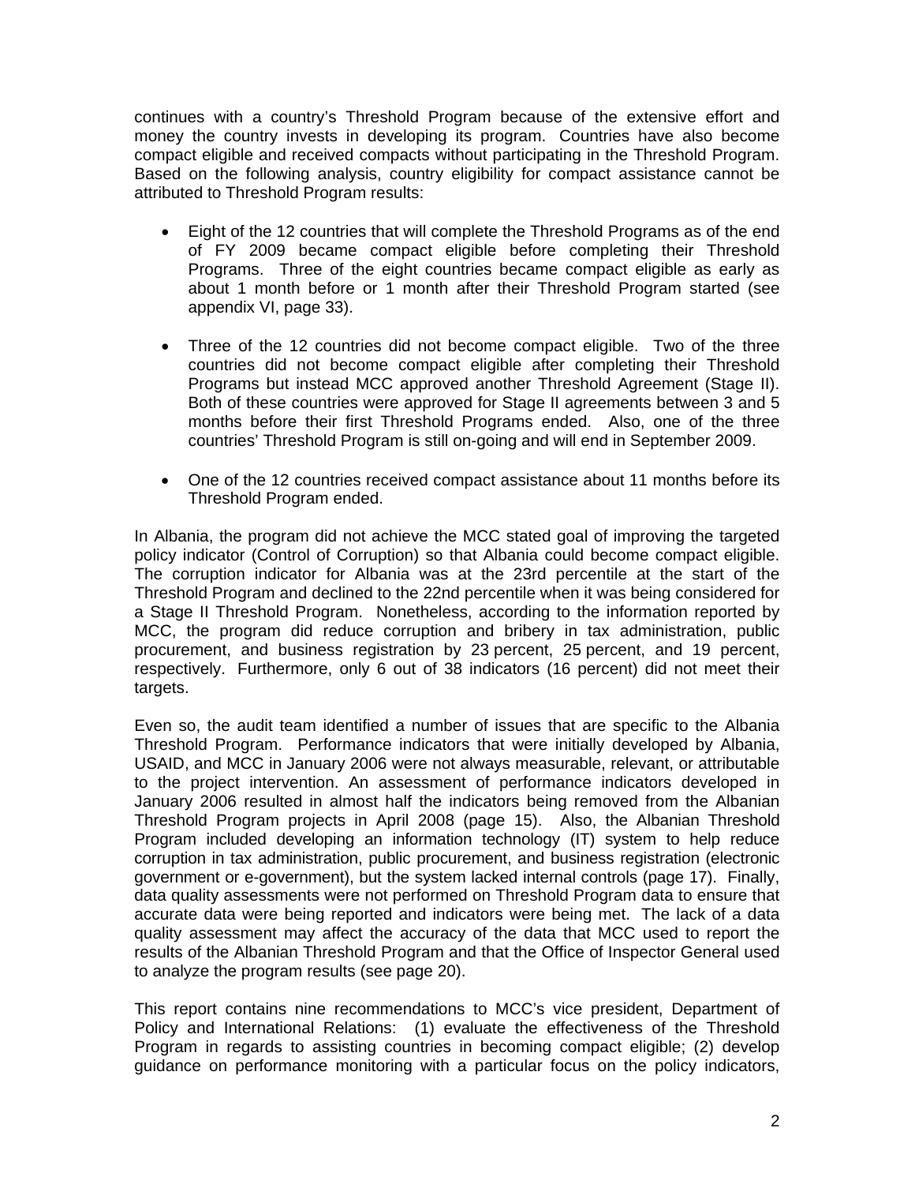continues with a country's Threshold Program because of the extensive effort and money the country invests in developing its program. Countries have also become compact eligible and received compacts without participating in the Threshold Program. Based on the following analysis, country eligibility for compact assistance cannot be attributed to Threshold Program results:

- Eight of the 12 countries that will complete the Threshold Programs as of the end of FY 2009 became compact eligible before completing their Threshold Programs. Three of the eight countries became compact eligible as early as about 1 month before or 1 month after their Threshold Program started (see appendix VI, page 33).

- Three of the 12 countries did not become compact eligible. Two of the three countries did not become compact eligible after completing their Threshold Programs but instead MCC approved another Threshold Agreement (Stage II). Both of these countries were approved for Stage II agreements between 3 and 5 months before their first Threshold Programs ended. Also, one of the three countries' Threshold Program is still on-going and will end in September 2009.

- One of the 12 countries received compact assistance about 11 months before its Threshold Program ended.

In Albania, the program did not achieve the MCC stated goal of improving the targeted policy indicator (Control of Corruption) so that Albania could become compact eligible. The corruption indicator for Albania was at the 23rd percentile at the start of the Threshold Program and declined to the 22nd percentile when it was being considered for a Stage II Threshold Program. Nonetheless, according to the information reported by MCC, the program did reduce corruption and bribery in tax administration, public procurement, and business registration by 23 percent, 25 percent, and 19 percent, respectively. Furthermore, only 6 out of 38 indicators (16 percent) did not meet their targets.

Even so, the audit team identified a number of issues that are specific to the Albania Threshold Program. Performance indicators that were initially developed by Albania, USAID, and MCC in January 2006 were not always measurable, relevant, or attributable to the project intervention. An assessment of performance indicators developed in January 2006 resulted in almost half the indicators being removed from the Albanian Threshold Program projects in April 2008 (page 15). Also, the Albanian Threshold Program included developing an information technology (IT) system to help reduce corruption in tax administration, public procurement, and business registration (electronic government or e-government), but the system lacked internal controls (page 17). Finally, data quality assessments were not performed on Threshold Program data to ensure that accurate data were being reported and indicators were being met. The lack of a data quality assessment may affect the accuracy of the data that MCC used to report the results of the Albanian Threshold Program and that the Office of Inspector General used to analyze the program results (see page 20).

This report contains nine recommendations to MCC's vice president, Department of Policy and International Relations: (1) evaluate the effectiveness of the Threshold Program in regards to assisting countries in becoming compact eligible; (2) develop guidance on performance monitoring with a particular focus on the policy indicators,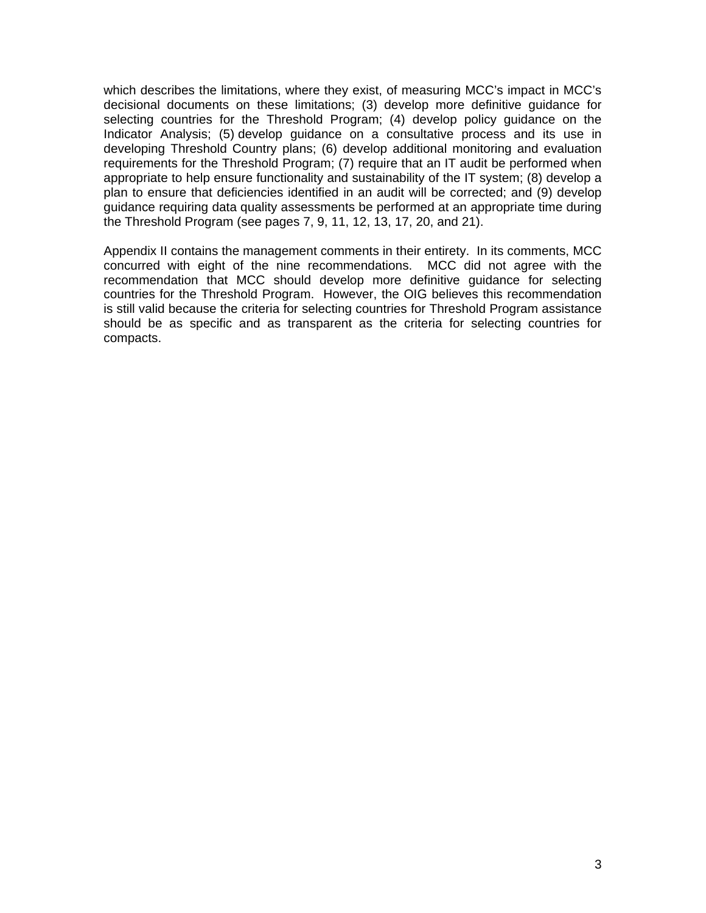which describes the limitations, where they exist, of measuring MCC's impact in MCC's decisional documents on these limitations; (3) develop more definitive guidance for selecting countries for the Threshold Program; (4) develop policy guidance on the Indicator Analysis; (5) develop guidance on a consultative process and its use in developing Threshold Country plans; (6) develop additional monitoring and evaluation requirements for the Threshold Program; (7) require that an IT audit be performed when appropriate to help ensure functionality and sustainability of the IT system; (8) develop a plan to ensure that deficiencies identified in an audit will be corrected; and (9) develop guidance requiring data quality assessments be performed at an appropriate time during the Threshold Program (see pages 7, 9, 11, 12, 13, 17, 20, and 21).

Appendix II contains the management comments in their entirety. In its comments, MCC concurred with eight of the nine recommendations. MCC did not agree with the recommendation that MCC should develop more definitive guidance for selecting countries for the Threshold Program. However, the OIG believes this recommendation is still valid because the criteria for selecting countries for Threshold Program assistance should be as specific and as transparent as the criteria for selecting countries for compacts.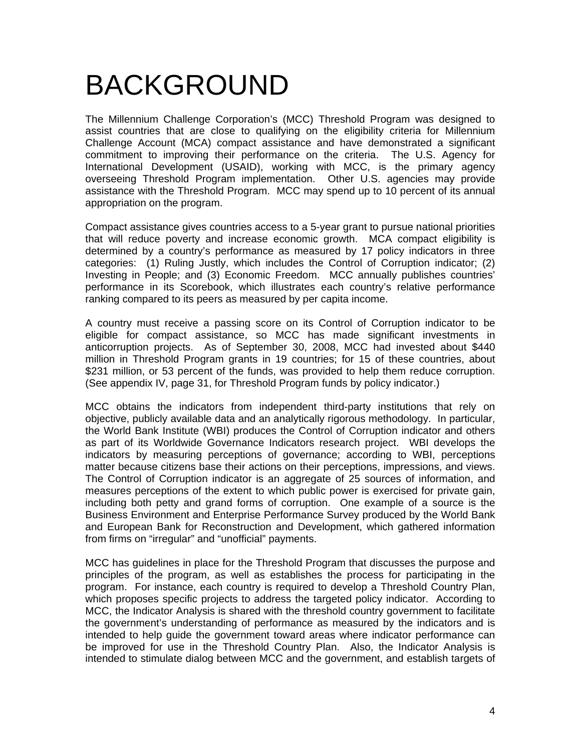# BACKGROUND

The Millennium Challenge Corporation's (MCC) Threshold Program was designed to assist countries that are close to qualifying on the eligibility criteria for Millennium Challenge Account (MCA) compact assistance and have demonstrated a significant commitment to improving their performance on the criteria. The U.S. Agency for International Development (USAID), working with MCC, is the primary agency overseeing Threshold Program implementation. Other U.S. agencies may provide assistance with the Threshold Program. MCC may spend up to 10 percent of its annual appropriation on the program.

Compact assistance gives countries access to a 5-year grant to pursue national priorities that will reduce poverty and increase economic growth. MCA compact eligibility is determined by a country's performance as measured by 17 policy indicators in three categories: (1) Ruling Justly, which includes the Control of Corruption indicator; (2) Investing in People; and (3) Economic Freedom. MCC annually publishes countries' performance in its Scorebook, which illustrates each country's relative performance ranking compared to its peers as measured by per capita income.

A country must receive a passing score on its Control of Corruption indicator to be eligible for compact assistance, so MCC has made significant investments in anticorruption projects. As of September 30, 2008, MCC had invested about $440 million in Threshold Program grants in 19 countries; for 15 of these countries, about $231 million, or 53 percent of the funds, was provided to help them reduce corruption. (See appendix IV, page 31, for Threshold Program funds by policy indicator.)

MCC obtains the indicators from independent third-party institutions that rely on objective, publicly available data and an analytically rigorous methodology. In particular, the World Bank Institute (WBI) produces the Control of Corruption indicator and others as part of its Worldwide Governance Indicators research project. WBI develops the indicators by measuring perceptions of governance; according to WBI, perceptions matter because citizens base their actions on their perceptions, impressions, and views. The Control of Corruption indicator is an aggregate of 25 sources of information, and measures perceptions of the extent to which public power is exercised for private gain, including both petty and grand forms of corruption. One example of a source is the Business Environment and Enterprise Performance Survey produced by the World Bank and European Bank for Reconstruction and Development, which gathered information from firms on "irregular" and "unofficial" payments.

MCC has guidelines in place for the Threshold Program that discusses the purpose and principles of the program, as well as establishes the process for participating in the program. For instance, each country is required to develop a Threshold Country Plan, which proposes specific projects to address the targeted policy indicator. According to MCC, the Indicator Analysis is shared with the threshold country government to facilitate the government's understanding of performance as measured by the indicators and is intended to help guide the government toward areas where indicator performance can be improved for use in the Threshold Country Plan. Also, the Indicator Analysis is intended to stimulate dialog between MCC and the government, and establish targets of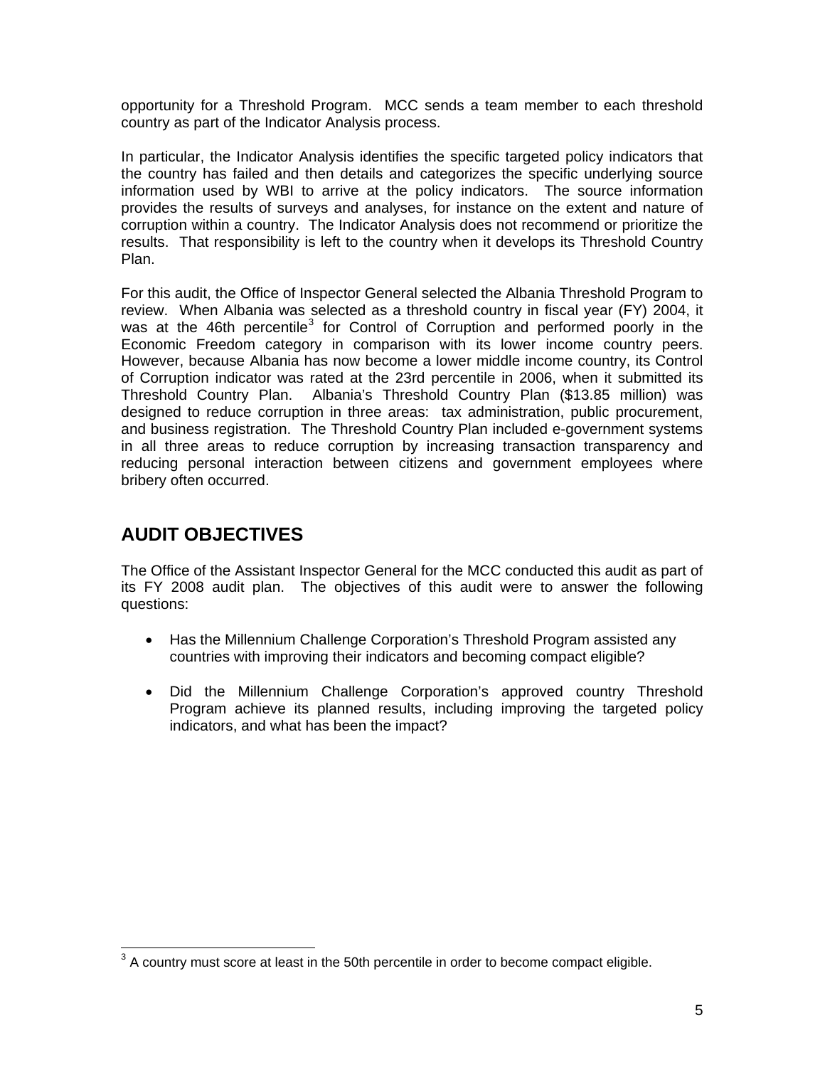opportunity for a Threshold Program. MCC sends a team member to each threshold country as part of the Indicator Analysis process.

In particular, the Indicator Analysis identifies the specific targeted policy indicators that the country has failed and then details and categorizes the specific underlying source information used by WBI to arrive at the policy indicators. The source information provides the results of surveys and analyses, for instance on the extent and nature of corruption within a country. The Indicator Analysis does not recommend or prioritize the results. That responsibility is left to the country when it develops its Threshold Country Plan.

For this audit, the Office of Inspector General selected the Albania Threshold Program to review. When Albania was selected as a threshold country in fiscal year (FY) 2004, it was at the 46th percentile[3] for Control of Corruption and performed poorly in the Economic Freedom category in comparison with its lower income country peers. However, because Albania has now become a lower middle income country, its Control of Corruption indicator was rated at the 23rd percentile in 2006, when it submitted its Threshold Country Plan. Albania's Threshold Country Plan ($13.85 million) was designed to reduce corruption in three areas: tax administration, public procurement, and business registration. The Threshold Country Plan included e-government systems in all three areas to reduce corruption by increasing transaction transparency and reducing personal interaction between citizens and government employees where bribery often occurred.

## AUDIT OBJECTIVES

The Office of the Assistant Inspector General for the MCC conducted this audit as part of its FY 2008 audit plan. The objectives of this audit were to answer the following questions:

- Has the Millennium Challenge Corporation's Threshold Program assisted any countries with improving their indicators and becoming compact eligible?
- Did the Millennium Challenge Corporation's approved country Threshold Program achieve its planned results, including improving the targeted policy indicators, and what has been the impact?

[3] A country must score at least in the 50th percentile in order to become compact eligible.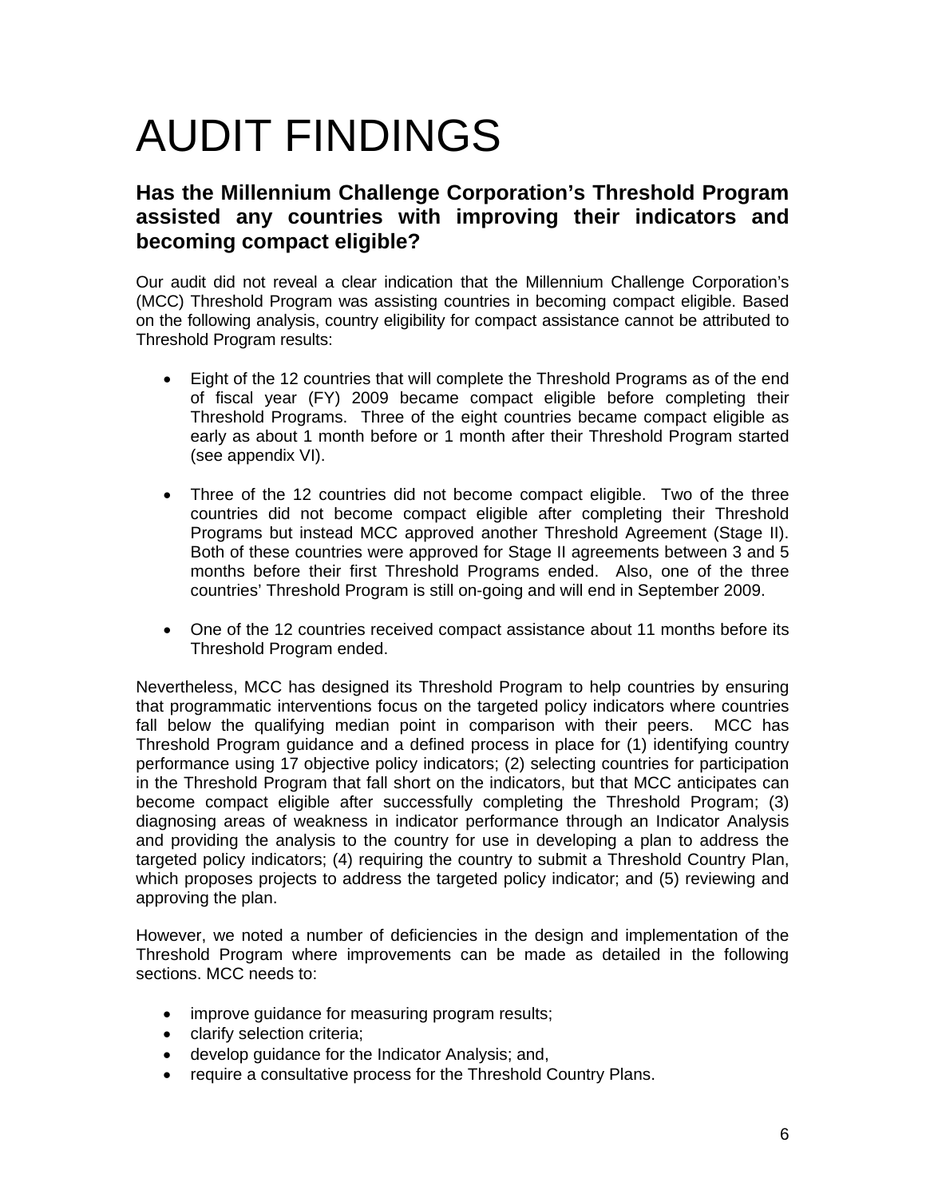# AUDIT FINDINGS

## Has the Millennium Challenge Corporation's Threshold Program assisted any countries with improving their indicators and becoming compact eligible?

Our audit did not reveal a clear indication that the Millennium Challenge Corporation's (MCC) Threshold Program was assisting countries in becoming compact eligible. Based on the following analysis, country eligibility for compact assistance cannot be attributed to Threshold Program results:

- Eight of the 12 countries that will complete the Threshold Programs as of the end of fiscal year (FY) 2009 became compact eligible before completing their Threshold Programs. Three of the eight countries became compact eligible as early as about 1 month before or 1 month after their Threshold Program started (see appendix VI).
- Three of the 12 countries did not become compact eligible. Two of the three countries did not become compact eligible after completing their Threshold Programs but instead MCC approved another Threshold Agreement (Stage II). Both of these countries were approved for Stage II agreements between 3 and 5 months before their first Threshold Programs ended. Also, one of the three countries' Threshold Program is still on-going and will end in September 2009.
- One of the 12 countries received compact assistance about 11 months before its Threshold Program ended.

Nevertheless, MCC has designed its Threshold Program to help countries by ensuring that programmatic interventions focus on the targeted policy indicators where countries fall below the qualifying median point in comparison with their peers. MCC has Threshold Program guidance and a defined process in place for (1) identifying country performance using 17 objective policy indicators; (2) selecting countries for participation in the Threshold Program that fall short on the indicators, but that MCC anticipates can become compact eligible after successfully completing the Threshold Program; (3) diagnosing areas of weakness in indicator performance through an Indicator Analysis and providing the analysis to the country for use in developing a plan to address the targeted policy indicators; (4) requiring the country to submit a Threshold Country Plan, which proposes projects to address the targeted policy indicator; and (5) reviewing and approving the plan.

However, we noted a number of deficiencies in the design and implementation of the Threshold Program where improvements can be made as detailed in the following sections. MCC needs to:

- improve guidance for measuring program results;
- clarify selection criteria;
- develop guidance for the Indicator Analysis; and,
- require a consultative process for the Threshold Country Plans.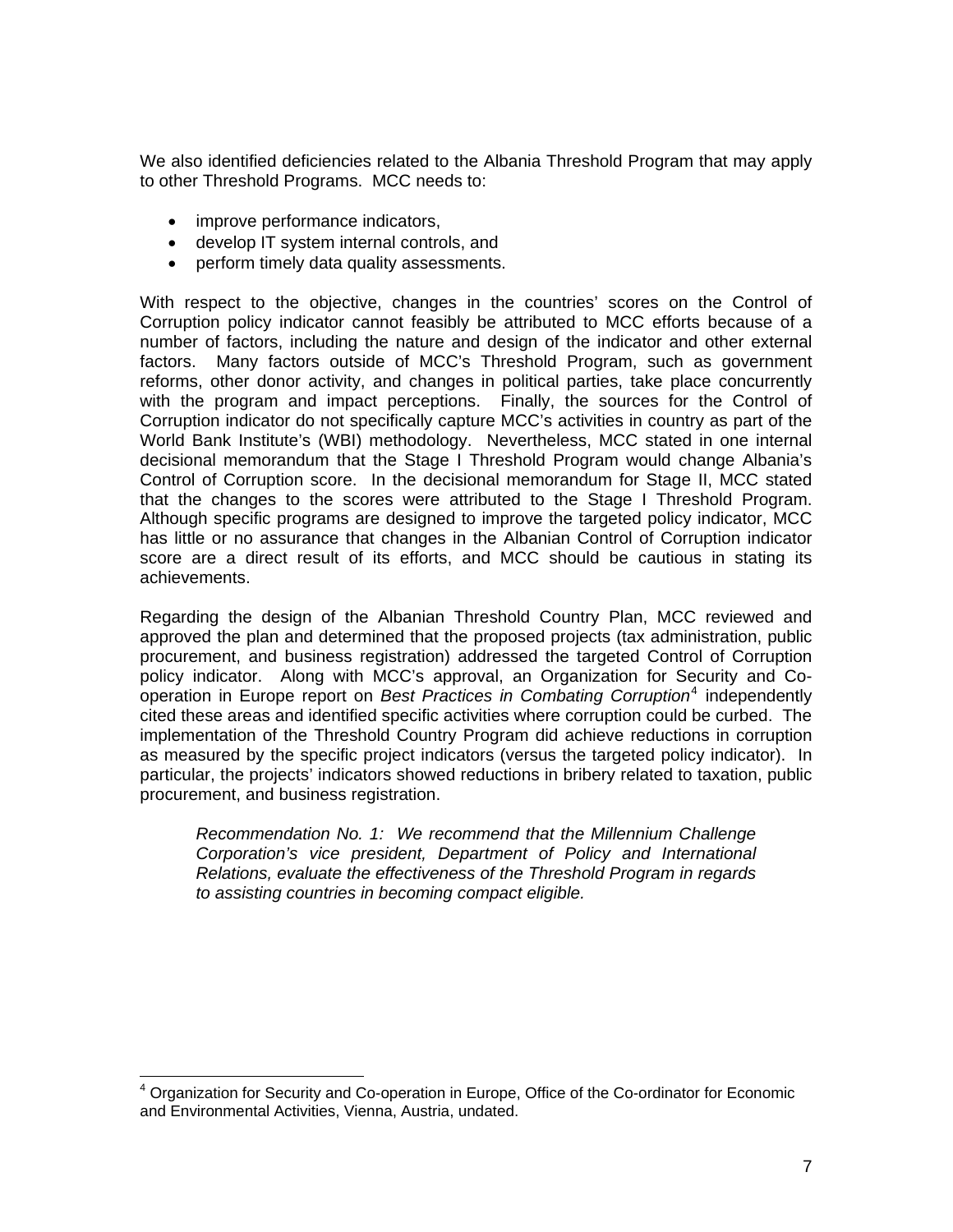We also identified deficiencies related to the Albania Threshold Program that may apply to other Threshold Programs. MCC needs to:

- improve performance indicators,
- develop IT system internal controls, and
- perform timely data quality assessments.

With respect to the objective, changes in the countries' scores on the Control of Corruption policy indicator cannot feasibly be attributed to MCC efforts because of a number of factors, including the nature and design of the indicator and other external factors. Many factors outside of MCC's Threshold Program, such as government reforms, other donor activity, and changes in political parties, take place concurrently with the program and impact perceptions. Finally, the sources for the Control of Corruption indicator do not specifically capture MCC's activities in country as part of the World Bank Institute's (WBI) methodology. Nevertheless, MCC stated in one internal decisional memorandum that the Stage I Threshold Program would change Albania's Control of Corruption score. In the decisional memorandum for Stage II, MCC stated that the changes to the scores were attributed to the Stage I Threshold Program. Although specific programs are designed to improve the targeted policy indicator, MCC has little or no assurance that changes in the Albanian Control of Corruption indicator score are a direct result of its efforts, and MCC should be cautious in stating its achievements.

Regarding the design of the Albanian Threshold Country Plan, MCC reviewed and approved the plan and determined that the proposed projects (tax administration, public procurement, and business registration) addressed the targeted Control of Corruption policy indicator. Along with MCC's approval, an Organization for Security and Co-operation in Europe report on *Best Practices in Combating Corruption*[4] independently cited these areas and identified specific activities where corruption could be curbed. The implementation of the Threshold Country Program did achieve reductions in corruption as measured by the specific project indicators (versus the targeted policy indicator). In particular, the projects' indicators showed reductions in bribery related to taxation, public procurement, and business registration.

> *Recommendation No. 1: We recommend that the Millennium Challenge Corporation's vice president, Department of Policy and International Relations, evaluate the effectiveness of the Threshold Program in regards to assisting countries in becoming compact eligible.*

---

[4] Organization for Security and Co-operation in Europe, Office of the Co-ordinator for Economic and Environmental Activities, Vienna, Austria, undated.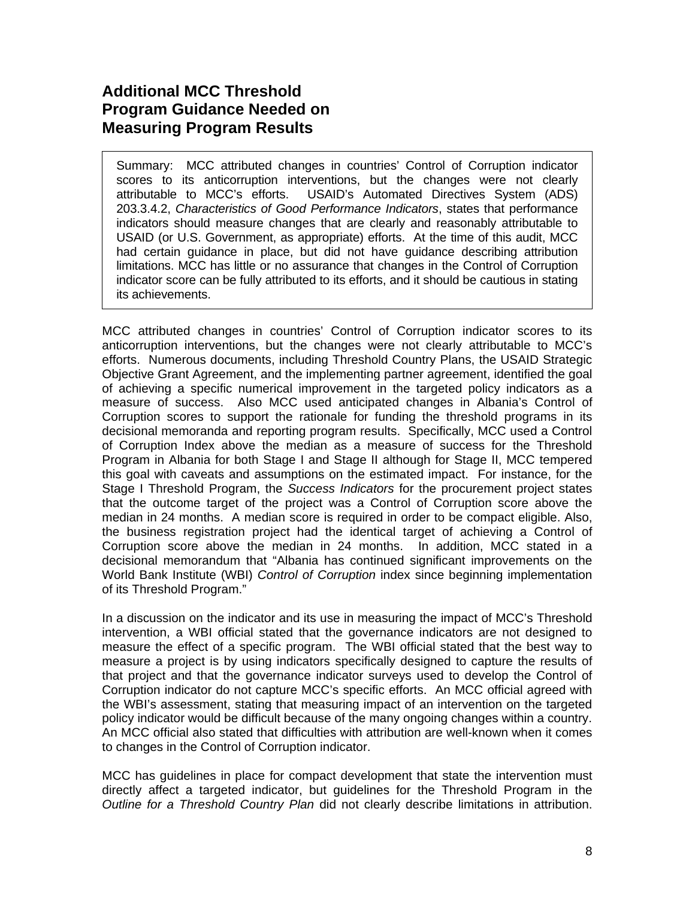## Additional MCC Threshold Program Guidance Needed on Measuring Program Results

> Summary: MCC attributed changes in countries' Control of Corruption indicator scores to its anticorruption interventions, but the changes were not clearly attributable to MCC's efforts. USAID's Automated Directives System (ADS) 203.3.4.2, *Characteristics of Good Performance Indicators*, states that performance indicators should measure changes that are clearly and reasonably attributable to USAID (or U.S. Government, as appropriate) efforts. At the time of this audit, MCC had certain guidance in place, but did not have guidance describing attribution limitations. MCC has little or no assurance that changes in the Control of Corruption indicator score can be fully attributed to its efforts, and it should be cautious in stating its achievements.

MCC attributed changes in countries' Control of Corruption indicator scores to its anticorruption interventions, but the changes were not clearly attributable to MCC's efforts. Numerous documents, including Threshold Country Plans, the USAID Strategic Objective Grant Agreement, and the implementing partner agreement, identified the goal of achieving a specific numerical improvement in the targeted policy indicators as a measure of success. Also MCC used anticipated changes in Albania's Control of Corruption scores to support the rationale for funding the threshold programs in its decisional memoranda and reporting program results. Specifically, MCC used a Control of Corruption Index above the median as a measure of success for the Threshold Program in Albania for both Stage I and Stage II although for Stage II, MCC tempered this goal with caveats and assumptions on the estimated impact. For instance, for the Stage I Threshold Program, the *Success Indicators* for the procurement project states that the outcome target of the project was a Control of Corruption score above the median in 24 months. A median score is required in order to be compact eligible. Also, the business registration project had the identical target of achieving a Control of Corruption score above the median in 24 months. In addition, MCC stated in a decisional memorandum that "Albania has continued significant improvements on the World Bank Institute (WBI) *Control of Corruption* index since beginning implementation of its Threshold Program."

In a discussion on the indicator and its use in measuring the impact of MCC's Threshold intervention, a WBI official stated that the governance indicators are not designed to measure the effect of a specific program. The WBI official stated that the best way to measure a project is by using indicators specifically designed to capture the results of that project and that the governance indicator surveys used to develop the Control of Corruption indicator do not capture MCC's specific efforts. An MCC official agreed with the WBI's assessment, stating that measuring impact of an intervention on the targeted policy indicator would be difficult because of the many ongoing changes within a country. An MCC official also stated that difficulties with attribution are well-known when it comes to changes in the Control of Corruption indicator.

MCC has guidelines in place for compact development that state the intervention must directly affect a targeted indicator, but guidelines for the Threshold Program in the *Outline for a Threshold Country Plan* did not clearly describe limitations in attribution.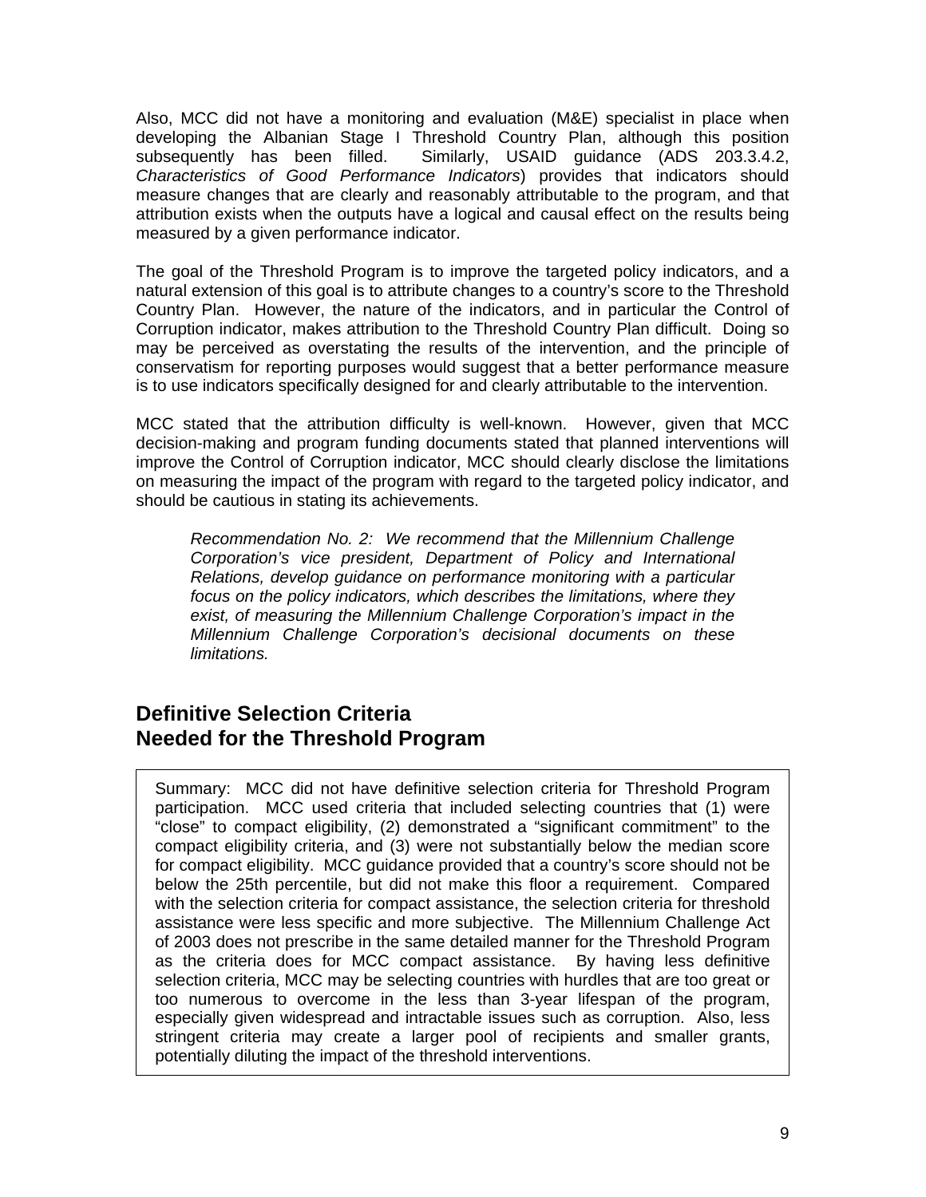Also, MCC did not have a monitoring and evaluation (M&E) specialist in place when developing the Albanian Stage I Threshold Country Plan, although this position subsequently has been filled. Similarly, USAID guidance (ADS 203.3.4.2, *Characteristics of Good Performance Indicators*) provides that indicators should measure changes that are clearly and reasonably attributable to the program, and that attribution exists when the outputs have a logical and causal effect on the results being measured by a given performance indicator.

The goal of the Threshold Program is to improve the targeted policy indicators, and a natural extension of this goal is to attribute changes to a country's score to the Threshold Country Plan. However, the nature of the indicators, and in particular the Control of Corruption indicator, makes attribution to the Threshold Country Plan difficult. Doing so may be perceived as overstating the results of the intervention, and the principle of conservatism for reporting purposes would suggest that a better performance measure is to use indicators specifically designed for and clearly attributable to the intervention.

MCC stated that the attribution difficulty is well-known. However, given that MCC decision-making and program funding documents stated that planned interventions will improve the Control of Corruption indicator, MCC should clearly disclose the limitations on measuring the impact of the program with regard to the targeted policy indicator, and should be cautious in stating its achievements.

> *Recommendation No. 2: We recommend that the Millennium Challenge Corporation's vice president, Department of Policy and International Relations, develop guidance on performance monitoring with a particular focus on the policy indicators, which describes the limitations, where they exist, of measuring the Millennium Challenge Corporation's impact in the Millennium Challenge Corporation's decisional documents on these limitations.*

## Definitive Selection Criteria Needed for the Threshold Program

> Summary: MCC did not have definitive selection criteria for Threshold Program participation. MCC used criteria that included selecting countries that (1) were "close" to compact eligibility, (2) demonstrated a "significant commitment" to the compact eligibility criteria, and (3) were not substantially below the median score for compact eligibility. MCC guidance provided that a country's score should not be below the 25th percentile, but did not make this floor a requirement. Compared with the selection criteria for compact assistance, the selection criteria for threshold assistance were less specific and more subjective. The Millennium Challenge Act of 2003 does not prescribe in the same detailed manner for the Threshold Program as the criteria does for MCC compact assistance. By having less definitive selection criteria, MCC may be selecting countries with hurdles that are too great or too numerous to overcome in the less than 3-year lifespan of the program, especially given widespread and intractable issues such as corruption. Also, less stringent criteria may create a larger pool of recipients and smaller grants, potentially diluting the impact of the threshold interventions.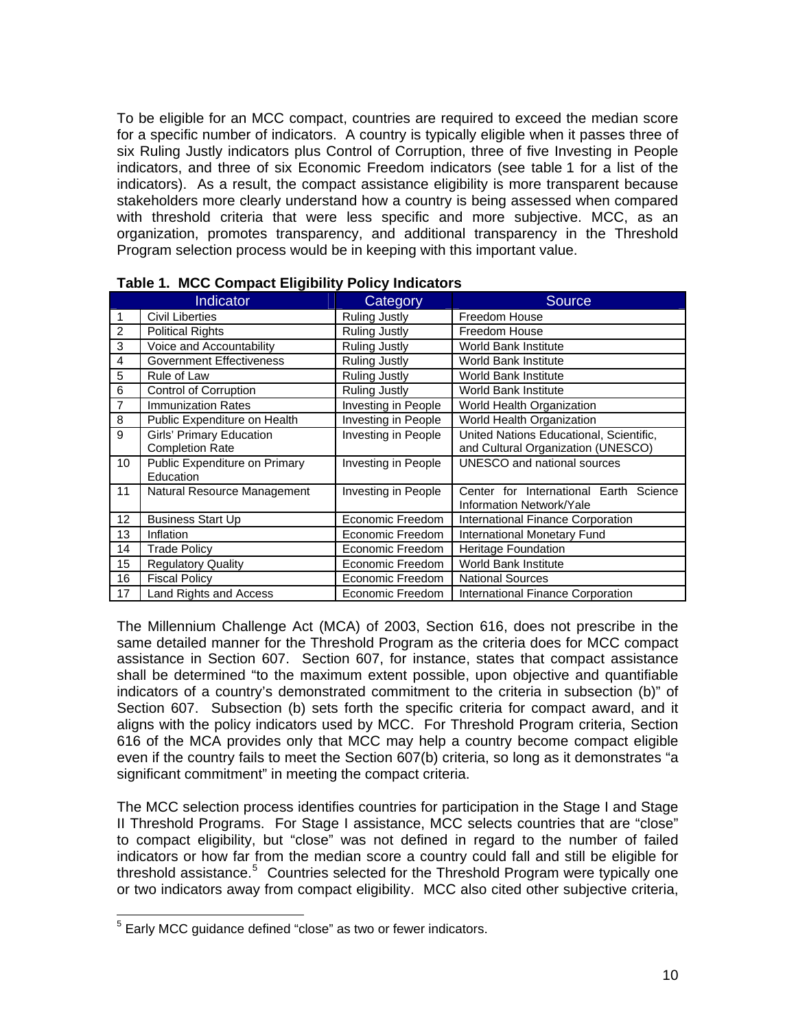To be eligible for an MCC compact, countries are required to exceed the median score for a specific number of indicators. A country is typically eligible when it passes three of six Ruling Justly indicators plus Control of Corruption, three of five Investing in People indicators, and three of six Economic Freedom indicators (see table 1 for a list of the indicators). As a result, the compact assistance eligibility is more transparent because stakeholders more clearly understand how a country is being assessed when compared with threshold criteria that were less specific and more subjective. MCC, as an organization, promotes transparency, and additional transparency in the Threshold Program selection process would be in keeping with this important value.

**Table 1. MCC Compact Eligibility Policy Indicators**

| | Indicator | Category | Source |
|---|---|---|---|
| 1 | Civil Liberties | Ruling Justly | Freedom House |
| 2 | Political Rights | Ruling Justly | Freedom House |
| 3 | Voice and Accountability | Ruling Justly | World Bank Institute |
| 4 | Government Effectiveness | Ruling Justly | World Bank Institute |
| 5 | Rule of Law | Ruling Justly | World Bank Institute |
| 6 | Control of Corruption | Ruling Justly | World Bank Institute |
| 7 | Immunization Rates | Investing in People | World Health Organization |
| 8 | Public Expenditure on Health | Investing in People | World Health Organization |
| 9 | Girls' Primary Education Completion Rate | Investing in People | United Nations Educational, Scientific, and Cultural Organization (UNESCO) |
| 10 | Public Expenditure on Primary Education | Investing in People | UNESCO and national sources |
| 11 | Natural Resource Management | Investing in People | Center for International Earth Science Information Network/Yale |
| 12 | Business Start Up | Economic Freedom | International Finance Corporation |
| 13 | Inflation | Economic Freedom | International Monetary Fund |
| 14 | Trade Policy | Economic Freedom | Heritage Foundation |
| 15 | Regulatory Quality | Economic Freedom | World Bank Institute |
| 16 | Fiscal Policy | Economic Freedom | National Sources |
| 17 | Land Rights and Access | Economic Freedom | International Finance Corporation |

The Millennium Challenge Act (MCA) of 2003, Section 616, does not prescribe in the same detailed manner for the Threshold Program as the criteria does for MCC compact assistance in Section 607. Section 607, for instance, states that compact assistance shall be determined "to the maximum extent possible, upon objective and quantifiable indicators of a country's demonstrated commitment to the criteria in subsection (b)" of Section 607. Subsection (b) sets forth the specific criteria for compact award, and it aligns with the policy indicators used by MCC. For Threshold Program criteria, Section 616 of the MCA provides only that MCC may help a country become compact eligible even if the country fails to meet the Section 607(b) criteria, so long as it demonstrates "a significant commitment" in meeting the compact criteria.

The MCC selection process identifies countries for participation in the Stage I and Stage II Threshold Programs. For Stage I assistance, MCC selects countries that are "close" to compact eligibility, but "close" was not defined in regard to the number of failed indicators or how far from the median score a country could fall and still be eligible for threshold assistance.[5] Countries selected for the Threshold Program were typically one or two indicators away from compact eligibility. MCC also cited other subjective criteria,

[5] Early MCC guidance defined "close" as two or fewer indicators.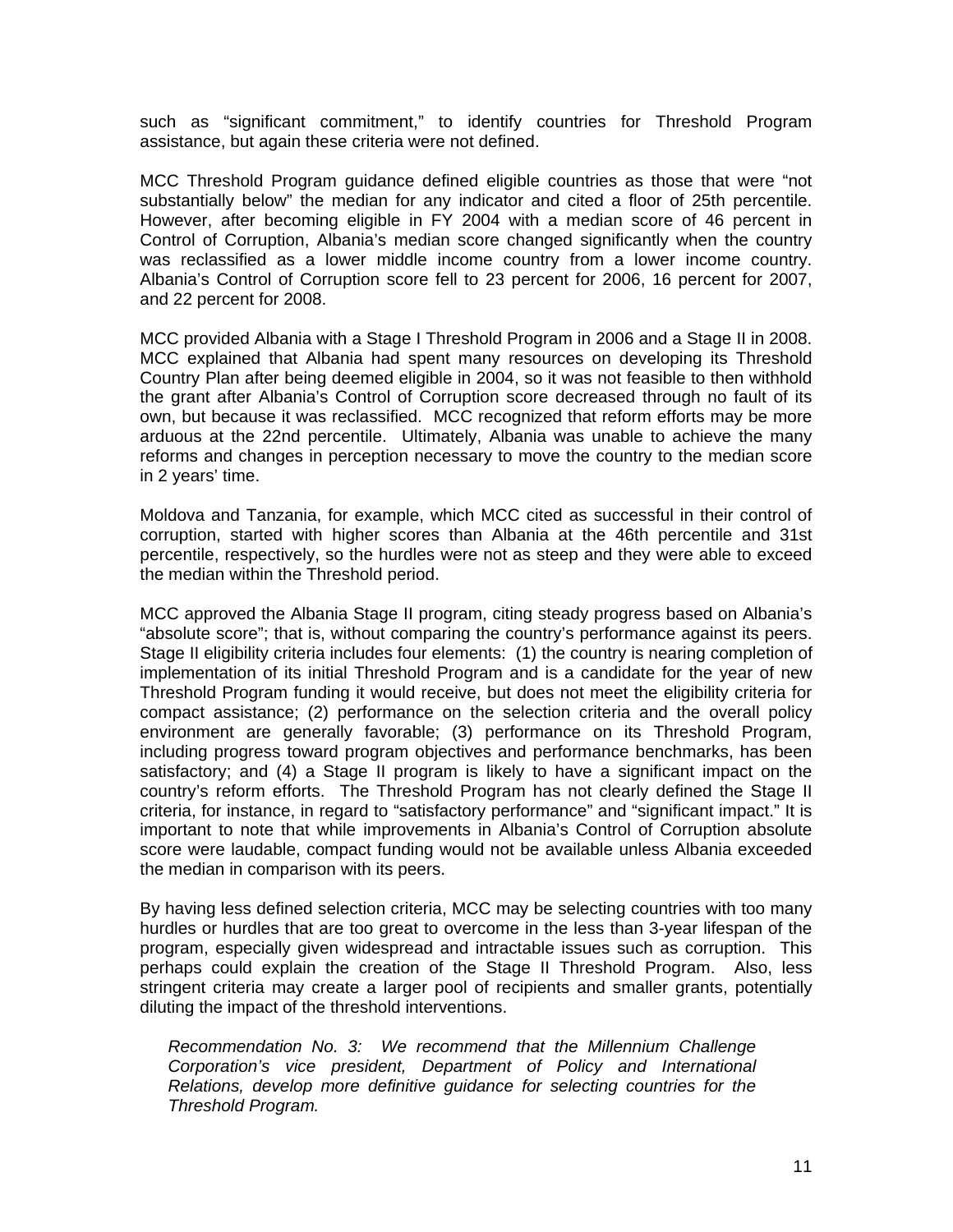such as “significant commitment,” to identify countries for Threshold Program assistance, but again these criteria were not defined.

MCC Threshold Program guidance defined eligible countries as those that were “not substantially below” the median for any indicator and cited a floor of 25th percentile. However, after becoming eligible in FY 2004 with a median score of 46 percent in Control of Corruption, Albania’s median score changed significantly when the country was reclassified as a lower middle income country from a lower income country. Albania’s Control of Corruption score fell to 23 percent for 2006, 16 percent for 2007, and 22 percent for 2008.

MCC provided Albania with a Stage I Threshold Program in 2006 and a Stage II in 2008. MCC explained that Albania had spent many resources on developing its Threshold Country Plan after being deemed eligible in 2004, so it was not feasible to then withhold the grant after Albania’s Control of Corruption score decreased through no fault of its own, but because it was reclassified. MCC recognized that reform efforts may be more arduous at the 22nd percentile. Ultimately, Albania was unable to achieve the many reforms and changes in perception necessary to move the country to the median score in 2 years’ time.

Moldova and Tanzania, for example, which MCC cited as successful in their control of corruption, started with higher scores than Albania at the 46th percentile and 31st percentile, respectively, so the hurdles were not as steep and they were able to exceed the median within the Threshold period.

MCC approved the Albania Stage II program, citing steady progress based on Albania’s “absolute score”; that is, without comparing the country’s performance against its peers. Stage II eligibility criteria includes four elements: (1) the country is nearing completion of implementation of its initial Threshold Program and is a candidate for the year of new Threshold Program funding it would receive, but does not meet the eligibility criteria for compact assistance; (2) performance on the selection criteria and the overall policy environment are generally favorable; (3) performance on its Threshold Program, including progress toward program objectives and performance benchmarks, has been satisfactory; and (4) a Stage II program is likely to have a significant impact on the country’s reform efforts. The Threshold Program has not clearly defined the Stage II criteria, for instance, in regard to “satisfactory performance” and “significant impact.” It is important to note that while improvements in Albania’s Control of Corruption absolute score were laudable, compact funding would not be available unless Albania exceeded the median in comparison with its peers.

By having less defined selection criteria, MCC may be selecting countries with too many hurdles or hurdles that are too great to overcome in the less than 3-year lifespan of the program, especially given widespread and intractable issues such as corruption. This perhaps could explain the creation of the Stage II Threshold Program. Also, less stringent criteria may create a larger pool of recipients and smaller grants, potentially diluting the impact of the threshold interventions.

> *Recommendation No. 3: We recommend that the Millennium Challenge Corporation’s vice president, Department of Policy and International Relations, develop more definitive guidance for selecting countries for the Threshold Program.*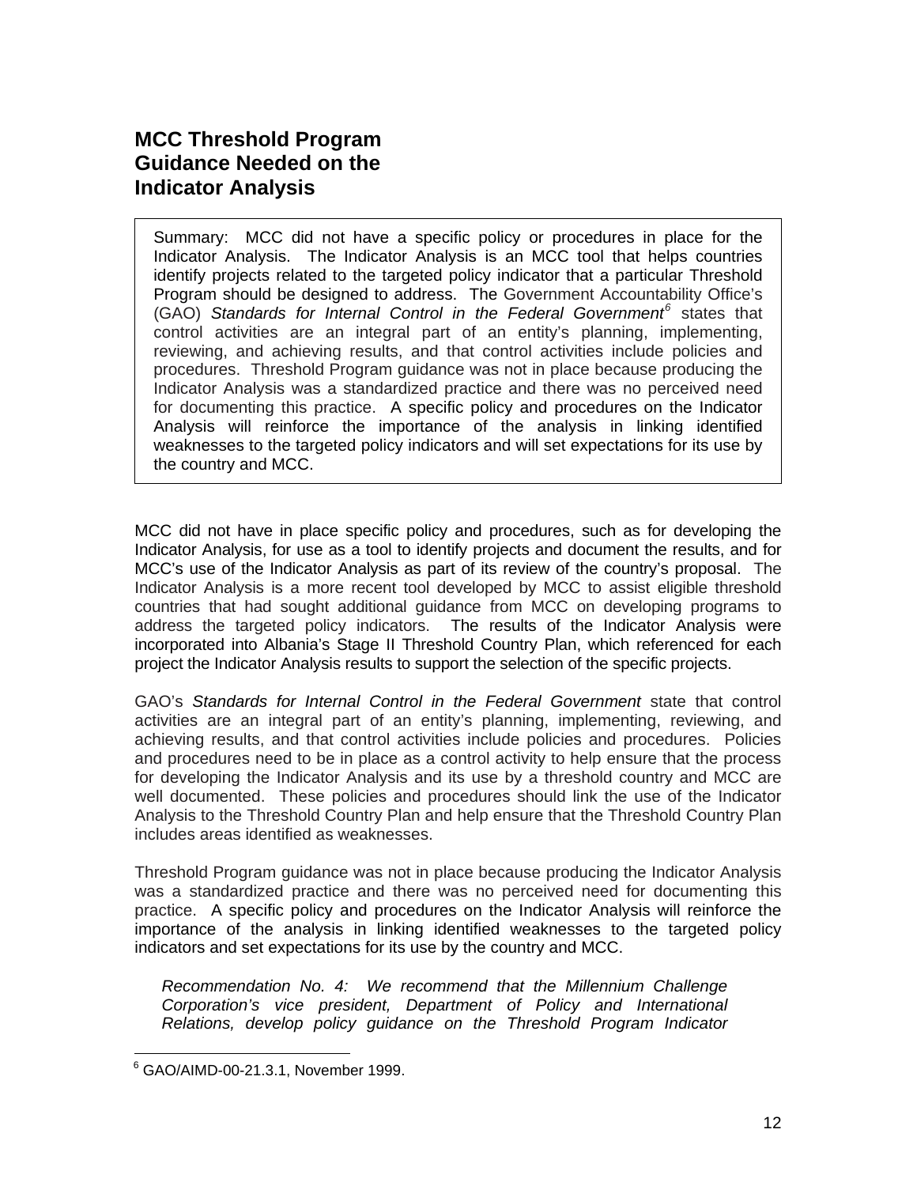## MCC Threshold Program Guidance Needed on the Indicator Analysis

> Summary: MCC did not have a specific policy or procedures in place for the Indicator Analysis. The Indicator Analysis is an MCC tool that helps countries identify projects related to the targeted policy indicator that a particular Threshold Program should be designed to address. The Government Accountability Office's (GAO) *Standards for Internal Control in the Federal Government*[6] states that control activities are an integral part of an entity's planning, implementing, reviewing, and achieving results, and that control activities include policies and procedures. Threshold Program guidance was not in place because producing the Indicator Analysis was a standardized practice and there was no perceived need for documenting this practice. A specific policy and procedures on the Indicator Analysis will reinforce the importance of the analysis in linking identified weaknesses to the targeted policy indicators and will set expectations for its use by the country and MCC.

MCC did not have in place specific policy and procedures, such as for developing the Indicator Analysis, for use as a tool to identify projects and document the results, and for MCC's use of the Indicator Analysis as part of its review of the country's proposal. The Indicator Analysis is a more recent tool developed by MCC to assist eligible threshold countries that had sought additional guidance from MCC on developing programs to address the targeted policy indicators. The results of the Indicator Analysis were incorporated into Albania's Stage II Threshold Country Plan, which referenced for each project the Indicator Analysis results to support the selection of the specific projects.

GAO's *Standards for Internal Control in the Federal Government* state that control activities are an integral part of an entity's planning, implementing, reviewing, and achieving results, and that control activities include policies and procedures. Policies and procedures need to be in place as a control activity to help ensure that the process for developing the Indicator Analysis and its use by a threshold country and MCC are well documented. These policies and procedures should link the use of the Indicator Analysis to the Threshold Country Plan and help ensure that the Threshold Country Plan includes areas identified as weaknesses.

Threshold Program guidance was not in place because producing the Indicator Analysis was a standardized practice and there was no perceived need for documenting this practice. A specific policy and procedures on the Indicator Analysis will reinforce the importance of the analysis in linking identified weaknesses to the targeted policy indicators and set expectations for its use by the country and MCC.

> *Recommendation No. 4: We recommend that the Millennium Challenge Corporation's vice president, Department of Policy and International Relations, develop policy guidance on the Threshold Program Indicator*

[6] GAO/AIMD-00-21.3.1, November 1999.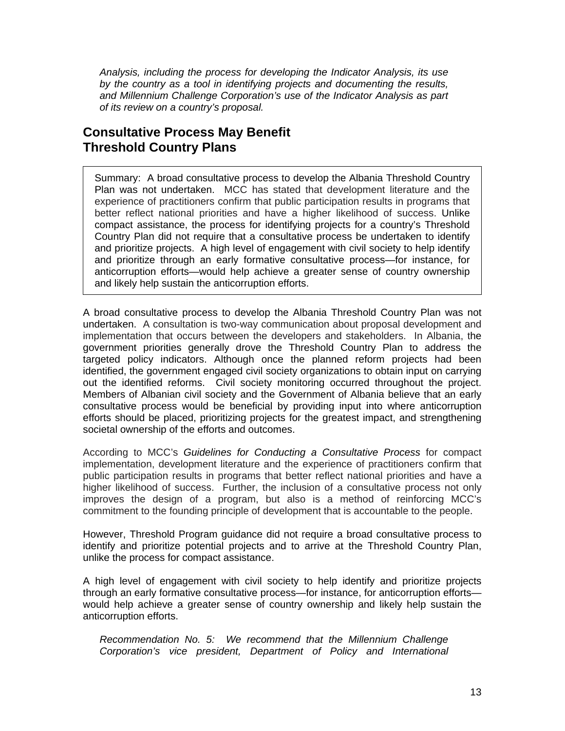*Analysis, including the process for developing the Indicator Analysis, its use by the country as a tool in identifying projects and documenting the results, and Millennium Challenge Corporation's use of the Indicator Analysis as part of its review on a country's proposal.*

## Consultative Process May Benefit Threshold Country Plans

> Summary: A broad consultative process to develop the Albania Threshold Country Plan was not undertaken. MCC has stated that development literature and the experience of practitioners confirm that public participation results in programs that better reflect national priorities and have a higher likelihood of success. Unlike compact assistance, the process for identifying projects for a country's Threshold Country Plan did not require that a consultative process be undertaken to identify and prioritize projects. A high level of engagement with civil society to help identify and prioritize through an early formative consultative process—for instance, for anticorruption efforts—would help achieve a greater sense of country ownership and likely help sustain the anticorruption efforts.

A broad consultative process to develop the Albania Threshold Country Plan was not undertaken. A consultation is two-way communication about proposal development and implementation that occurs between the developers and stakeholders. In Albania, the government priorities generally drove the Threshold Country Plan to address the targeted policy indicators. Although once the planned reform projects had been identified, the government engaged civil society organizations to obtain input on carrying out the identified reforms. Civil society monitoring occurred throughout the project. Members of Albanian civil society and the Government of Albania believe that an early consultative process would be beneficial by providing input into where anticorruption efforts should be placed, prioritizing projects for the greatest impact, and strengthening societal ownership of the efforts and outcomes.

According to MCC's *Guidelines for Conducting a Consultative Process* for compact implementation, development literature and the experience of practitioners confirm that public participation results in programs that better reflect national priorities and have a higher likelihood of success. Further, the inclusion of a consultative process not only improves the design of a program, but also is a method of reinforcing MCC's commitment to the founding principle of development that is accountable to the people.

However, Threshold Program guidance did not require a broad consultative process to identify and prioritize potential projects and to arrive at the Threshold Country Plan, unlike the process for compact assistance.

A high level of engagement with civil society to help identify and prioritize projects through an early formative consultative process—for instance, for anticorruption efforts—would help achieve a greater sense of country ownership and likely help sustain the anticorruption efforts.

*Recommendation No. 5: We recommend that the Millennium Challenge Corporation's vice president, Department of Policy and International*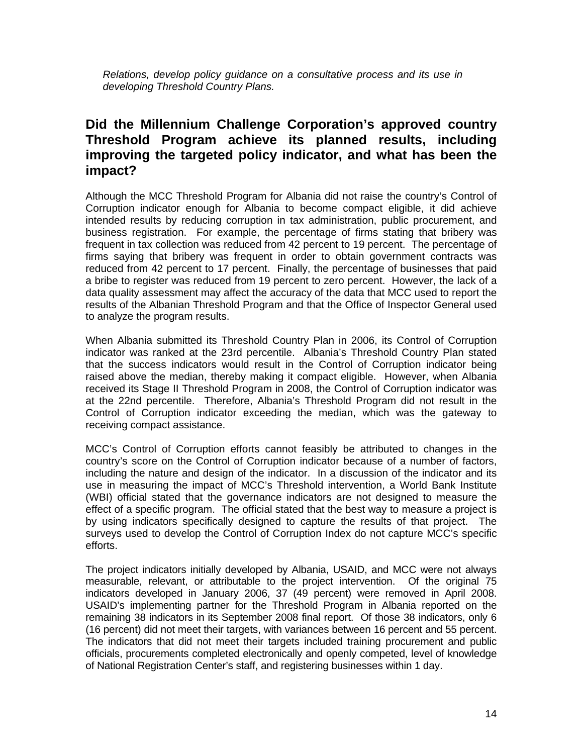*Relations, develop policy guidance on a consultative process and its use in developing Threshold Country Plans.*

## Did the Millennium Challenge Corporation's approved country Threshold Program achieve its planned results, including improving the targeted policy indicator, and what has been the impact?

Although the MCC Threshold Program for Albania did not raise the country's Control of Corruption indicator enough for Albania to become compact eligible, it did achieve intended results by reducing corruption in tax administration, public procurement, and business registration. For example, the percentage of firms stating that bribery was frequent in tax collection was reduced from 42 percent to 19 percent. The percentage of firms saying that bribery was frequent in order to obtain government contracts was reduced from 42 percent to 17 percent. Finally, the percentage of businesses that paid a bribe to register was reduced from 19 percent to zero percent. However, the lack of a data quality assessment may affect the accuracy of the data that MCC used to report the results of the Albanian Threshold Program and that the Office of Inspector General used to analyze the program results.

When Albania submitted its Threshold Country Plan in 2006, its Control of Corruption indicator was ranked at the 23rd percentile. Albania's Threshold Country Plan stated that the success indicators would result in the Control of Corruption indicator being raised above the median, thereby making it compact eligible. However, when Albania received its Stage II Threshold Program in 2008, the Control of Corruption indicator was at the 22nd percentile. Therefore, Albania's Threshold Program did not result in the Control of Corruption indicator exceeding the median, which was the gateway to receiving compact assistance.

MCC's Control of Corruption efforts cannot feasibly be attributed to changes in the country's score on the Control of Corruption indicator because of a number of factors, including the nature and design of the indicator. In a discussion of the indicator and its use in measuring the impact of MCC's Threshold intervention, a World Bank Institute (WBI) official stated that the governance indicators are not designed to measure the effect of a specific program. The official stated that the best way to measure a project is by using indicators specifically designed to capture the results of that project. The surveys used to develop the Control of Corruption Index do not capture MCC's specific efforts.

The project indicators initially developed by Albania, USAID, and MCC were not always measurable, relevant, or attributable to the project intervention. Of the original 75 indicators developed in January 2006, 37 (49 percent) were removed in April 2008. USAID's implementing partner for the Threshold Program in Albania reported on the remaining 38 indicators in its September 2008 final report. Of those 38 indicators, only 6 (16 percent) did not meet their targets, with variances between 16 percent and 55 percent. The indicators that did not meet their targets included training procurement and public officials, procurements completed electronically and openly competed, level of knowledge of National Registration Center's staff, and registering businesses within 1 day.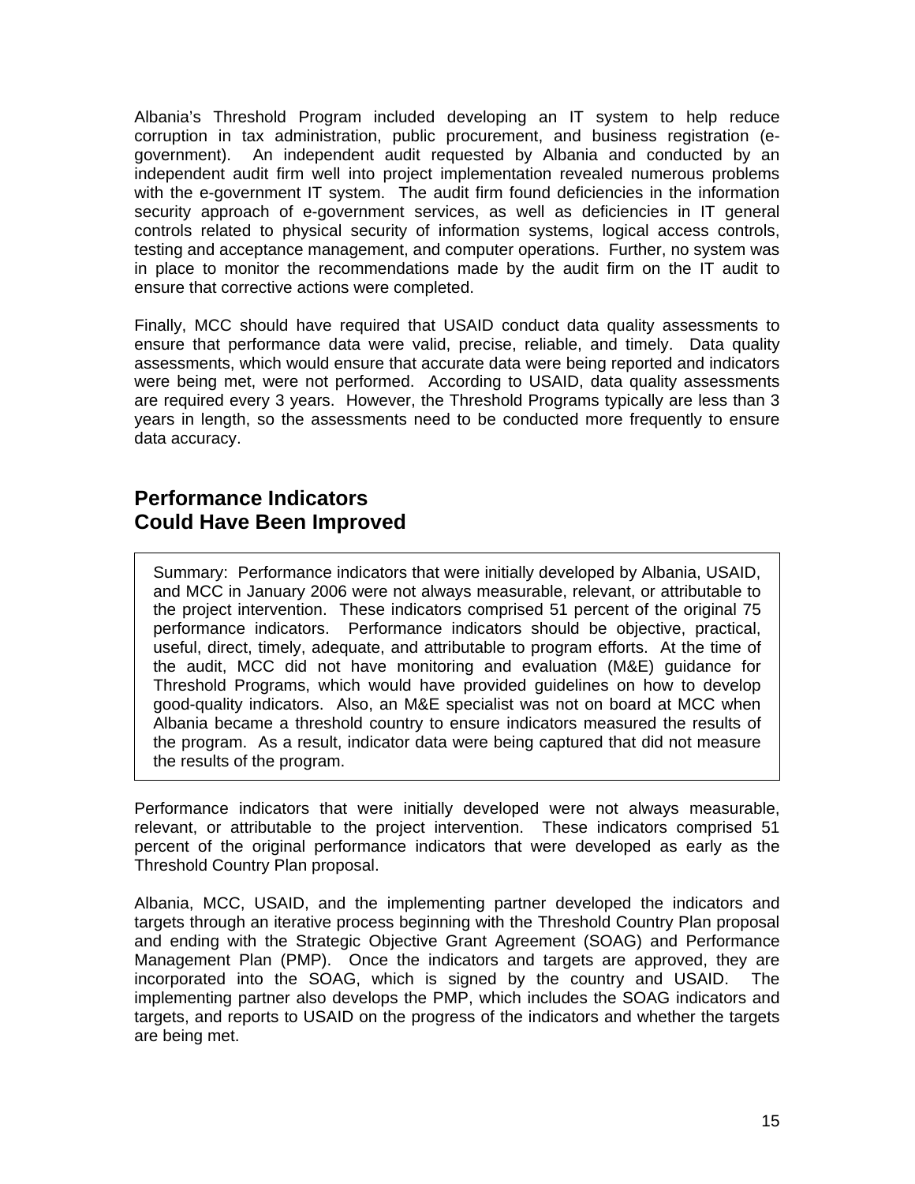Albania's Threshold Program included developing an IT system to help reduce corruption in tax administration, public procurement, and business registration (e-government). An independent audit requested by Albania and conducted by an independent audit firm well into project implementation revealed numerous problems with the e-government IT system. The audit firm found deficiencies in the information security approach of e-government services, as well as deficiencies in IT general controls related to physical security of information systems, logical access controls, testing and acceptance management, and computer operations. Further, no system was in place to monitor the recommendations made by the audit firm on the IT audit to ensure that corrective actions were completed.

Finally, MCC should have required that USAID conduct data quality assessments to ensure that performance data were valid, precise, reliable, and timely. Data quality assessments, which would ensure that accurate data were being reported and indicators were being met, were not performed. According to USAID, data quality assessments are required every 3 years. However, the Threshold Programs typically are less than 3 years in length, so the assessments need to be conducted more frequently to ensure data accuracy.

## Performance Indicators Could Have Been Improved

> Summary: Performance indicators that were initially developed by Albania, USAID, and MCC in January 2006 were not always measurable, relevant, or attributable to the project intervention. These indicators comprised 51 percent of the original 75 performance indicators. Performance indicators should be objective, practical, useful, direct, timely, adequate, and attributable to program efforts. At the time of the audit, MCC did not have monitoring and evaluation (M&E) guidance for Threshold Programs, which would have provided guidelines on how to develop good-quality indicators. Also, an M&E specialist was not on board at MCC when Albania became a threshold country to ensure indicators measured the results of the program. As a result, indicator data were being captured that did not measure the results of the program.

Performance indicators that were initially developed were not always measurable, relevant, or attributable to the project intervention. These indicators comprised 51 percent of the original performance indicators that were developed as early as the Threshold Country Plan proposal.

Albania, MCC, USAID, and the implementing partner developed the indicators and targets through an iterative process beginning with the Threshold Country Plan proposal and ending with the Strategic Objective Grant Agreement (SOAG) and Performance Management Plan (PMP). Once the indicators and targets are approved, they are incorporated into the SOAG, which is signed by the country and USAID. The implementing partner also develops the PMP, which includes the SOAG indicators and targets, and reports to USAID on the progress of the indicators and whether the targets are being met.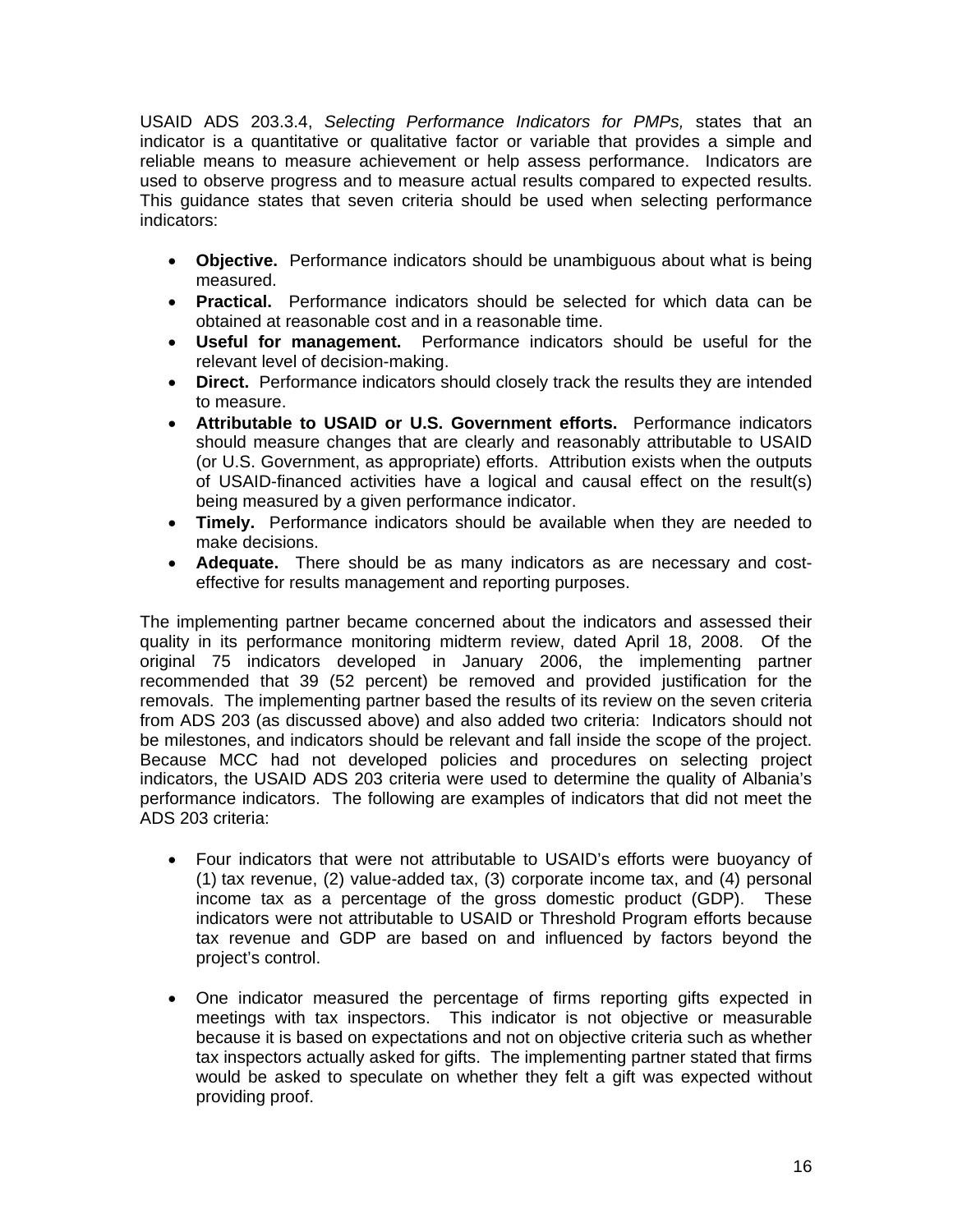USAID ADS 203.3.4, *Selecting Performance Indicators for PMPs,* states that an indicator is a quantitative or qualitative factor or variable that provides a simple and reliable means to measure achievement or help assess performance. Indicators are used to observe progress and to measure actual results compared to expected results. This guidance states that seven criteria should be used when selecting performance indicators:

- **Objective.** Performance indicators should be unambiguous about what is being measured.
- **Practical.** Performance indicators should be selected for which data can be obtained at reasonable cost and in a reasonable time.
- **Useful for management.** Performance indicators should be useful for the relevant level of decision-making.
- **Direct.** Performance indicators should closely track the results they are intended to measure.
- **Attributable to USAID or U.S. Government efforts.** Performance indicators should measure changes that are clearly and reasonably attributable to USAID (or U.S. Government, as appropriate) efforts. Attribution exists when the outputs of USAID-financed activities have a logical and causal effect on the result(s) being measured by a given performance indicator.
- **Timely.** Performance indicators should be available when they are needed to make decisions.
- **Adequate.** There should be as many indicators as are necessary and cost-effective for results management and reporting purposes.

The implementing partner became concerned about the indicators and assessed their quality in its performance monitoring midterm review, dated April 18, 2008. Of the original 75 indicators developed in January 2006, the implementing partner recommended that 39 (52 percent) be removed and provided justification for the removals. The implementing partner based the results of its review on the seven criteria from ADS 203 (as discussed above) and also added two criteria: Indicators should not be milestones, and indicators should be relevant and fall inside the scope of the project. Because MCC had not developed policies and procedures on selecting project indicators, the USAID ADS 203 criteria were used to determine the quality of Albania's performance indicators. The following are examples of indicators that did not meet the ADS 203 criteria:

- Four indicators that were not attributable to USAID's efforts were buoyancy of (1) tax revenue, (2) value-added tax, (3) corporate income tax, and (4) personal income tax as a percentage of the gross domestic product (GDP). These indicators were not attributable to USAID or Threshold Program efforts because tax revenue and GDP are based on and influenced by factors beyond the project's control.

- One indicator measured the percentage of firms reporting gifts expected in meetings with tax inspectors. This indicator is not objective or measurable because it is based on expectations and not on objective criteria such as whether tax inspectors actually asked for gifts. The implementing partner stated that firms would be asked to speculate on whether they felt a gift was expected without providing proof.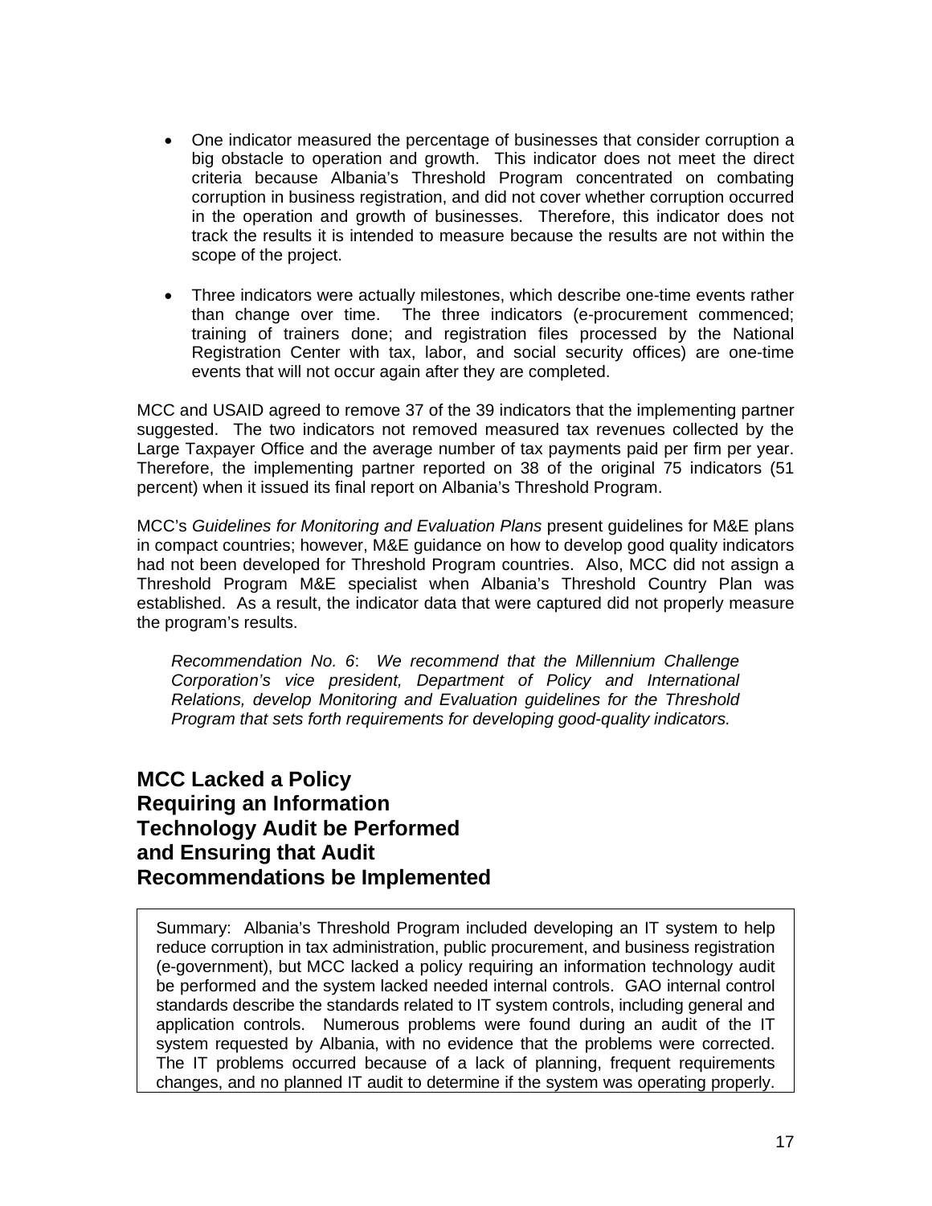- One indicator measured the percentage of businesses that consider corruption a big obstacle to operation and growth. This indicator does not meet the direct criteria because Albania's Threshold Program concentrated on combating corruption in business registration, and did not cover whether corruption occurred in the operation and growth of businesses. Therefore, this indicator does not track the results it is intended to measure because the results are not within the scope of the project.

- Three indicators were actually milestones, which describe one-time events rather than change over time. The three indicators (e-procurement commenced; training of trainers done; and registration files processed by the National Registration Center with tax, labor, and social security offices) are one-time events that will not occur again after they are completed.

MCC and USAID agreed to remove 37 of the 39 indicators that the implementing partner suggested. The two indicators not removed measured tax revenues collected by the Large Taxpayer Office and the average number of tax payments paid per firm per year. Therefore, the implementing partner reported on 38 of the original 75 indicators (51 percent) when it issued its final report on Albania's Threshold Program.

MCC's *Guidelines for Monitoring and Evaluation Plans* present guidelines for M&E plans in compact countries; however, M&E guidance on how to develop good quality indicators had not been developed for Threshold Program countries. Also, MCC did not assign a Threshold Program M&E specialist when Albania's Threshold Country Plan was established. As a result, the indicator data that were captured did not properly measure the program's results.

> *Recommendation No. 6*: *We recommend that the Millennium Challenge Corporation's vice president, Department of Policy and International Relations, develop Monitoring and Evaluation guidelines for the Threshold Program that sets forth requirements for developing good-quality indicators.*

## MCC Lacked a Policy Requiring an Information Technology Audit be Performed and Ensuring that Audit Recommendations be Implemented

> Summary: Albania's Threshold Program included developing an IT system to help reduce corruption in tax administration, public procurement, and business registration (e-government), but MCC lacked a policy requiring an information technology audit be performed and the system lacked needed internal controls. GAO internal control standards describe the standards related to IT system controls, including general and application controls. Numerous problems were found during an audit of the IT system requested by Albania, with no evidence that the problems were corrected. The IT problems occurred because of a lack of planning, frequent requirements changes, and no planned IT audit to determine if the system was operating properly.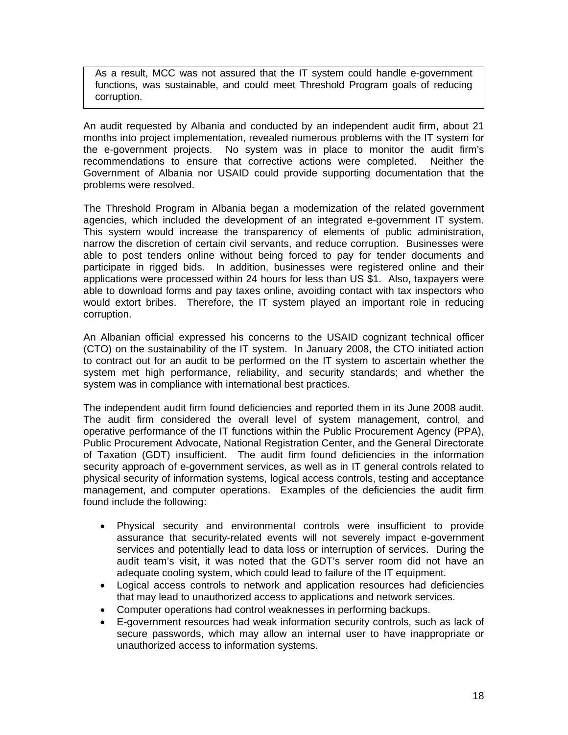> As a result, MCC was not assured that the IT system could handle e-government functions, was sustainable, and could meet Threshold Program goals of reducing corruption.

An audit requested by Albania and conducted by an independent audit firm, about 21 months into project implementation, revealed numerous problems with the IT system for the e-government projects. No system was in place to monitor the audit firm's recommendations to ensure that corrective actions were completed. Neither the Government of Albania nor USAID could provide supporting documentation that the problems were resolved.

The Threshold Program in Albania began a modernization of the related government agencies, which included the development of an integrated e-government IT system. This system would increase the transparency of elements of public administration, narrow the discretion of certain civil servants, and reduce corruption. Businesses were able to post tenders online without being forced to pay for tender documents and participate in rigged bids. In addition, businesses were registered online and their applications were processed within 24 hours for less than US $1. Also, taxpayers were able to download forms and pay taxes online, avoiding contact with tax inspectors who would extort bribes. Therefore, the IT system played an important role in reducing corruption.

An Albanian official expressed his concerns to the USAID cognizant technical officer (CTO) on the sustainability of the IT system. In January 2008, the CTO initiated action to contract out for an audit to be performed on the IT system to ascertain whether the system met high performance, reliability, and security standards; and whether the system was in compliance with international best practices.

The independent audit firm found deficiencies and reported them in its June 2008 audit. The audit firm considered the overall level of system management, control, and operative performance of the IT functions within the Public Procurement Agency (PPA), Public Procurement Advocate, National Registration Center, and the General Directorate of Taxation (GDT) insufficient. The audit firm found deficiencies in the information security approach of e-government services, as well as in IT general controls related to physical security of information systems, logical access controls, testing and acceptance management, and computer operations. Examples of the deficiencies the audit firm found include the following:

- Physical security and environmental controls were insufficient to provide assurance that security-related events will not severely impact e-government services and potentially lead to data loss or interruption of services. During the audit team's visit, it was noted that the GDT's server room did not have an adequate cooling system, which could lead to failure of the IT equipment.
- Logical access controls to network and application resources had deficiencies that may lead to unauthorized access to applications and network services.
- Computer operations had control weaknesses in performing backups.
- E-government resources had weak information security controls, such as lack of secure passwords, which may allow an internal user to have inappropriate or unauthorized access to information systems.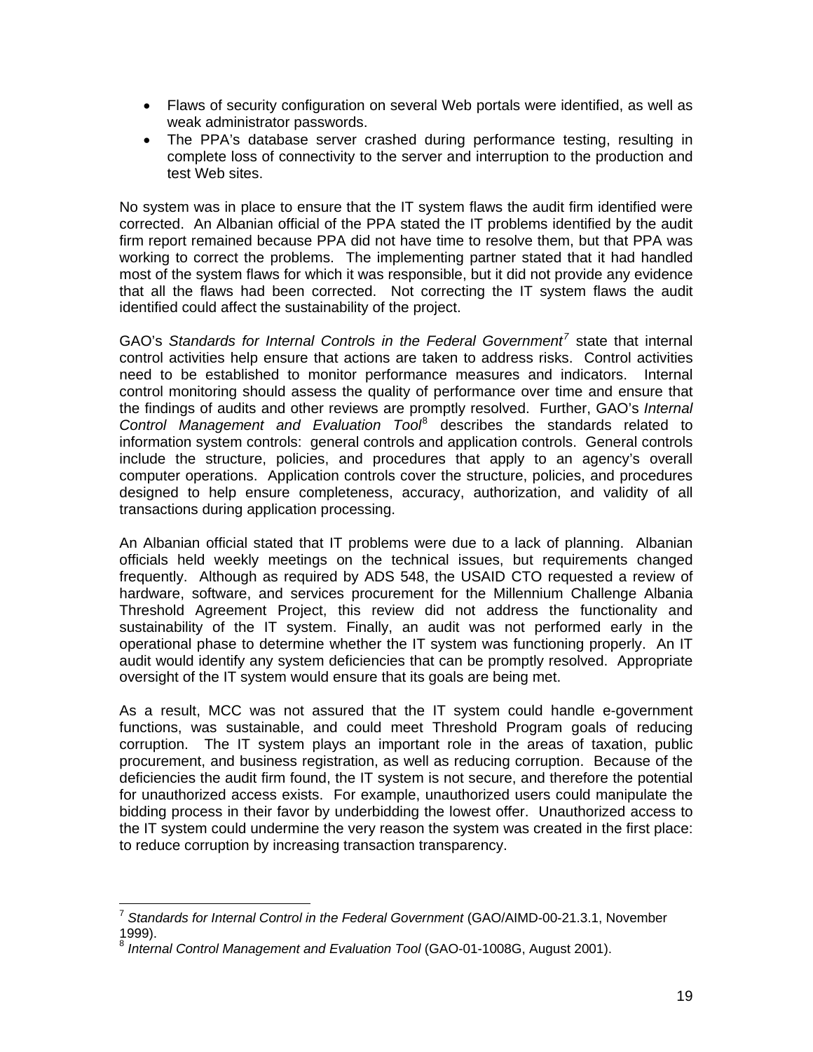- Flaws of security configuration on several Web portals were identified, as well as weak administrator passwords.
- The PPA's database server crashed during performance testing, resulting in complete loss of connectivity to the server and interruption to the production and test Web sites.

No system was in place to ensure that the IT system flaws the audit firm identified were corrected. An Albanian official of the PPA stated the IT problems identified by the audit firm report remained because PPA did not have time to resolve them, but that PPA was working to correct the problems. The implementing partner stated that it had handled most of the system flaws for which it was responsible, but it did not provide any evidence that all the flaws had been corrected. Not correcting the IT system flaws the audit identified could affect the sustainability of the project.

GAO's *Standards for Internal Controls in the Federal Government*[7] state that internal control activities help ensure that actions are taken to address risks. Control activities need to be established to monitor performance measures and indicators. Internal control monitoring should assess the quality of performance over time and ensure that the findings of audits and other reviews are promptly resolved. Further, GAO's *Internal Control Management and Evaluation Tool*[8] describes the standards related to information system controls: general controls and application controls. General controls include the structure, policies, and procedures that apply to an agency's overall computer operations. Application controls cover the structure, policies, and procedures designed to help ensure completeness, accuracy, authorization, and validity of all transactions during application processing.

An Albanian official stated that IT problems were due to a lack of planning. Albanian officials held weekly meetings on the technical issues, but requirements changed frequently. Although as required by ADS 548, the USAID CTO requested a review of hardware, software, and services procurement for the Millennium Challenge Albania Threshold Agreement Project, this review did not address the functionality and sustainability of the IT system. Finally, an audit was not performed early in the operational phase to determine whether the IT system was functioning properly. An IT audit would identify any system deficiencies that can be promptly resolved. Appropriate oversight of the IT system would ensure that its goals are being met.

As a result, MCC was not assured that the IT system could handle e-government functions, was sustainable, and could meet Threshold Program goals of reducing corruption. The IT system plays an important role in the areas of taxation, public procurement, and business registration, as well as reducing corruption. Because of the deficiencies the audit firm found, the IT system is not secure, and therefore the potential for unauthorized access exists. For example, unauthorized users could manipulate the bidding process in their favor by underbidding the lowest offer. Unauthorized access to the IT system could undermine the very reason the system was created in the first place: to reduce corruption by increasing transaction transparency.

---

[7] *Standards for Internal Control in the Federal Government* (GAO/AIMD-00-21.3.1, November 1999).

[8] *Internal Control Management and Evaluation Tool* (GAO-01-1008G, August 2001).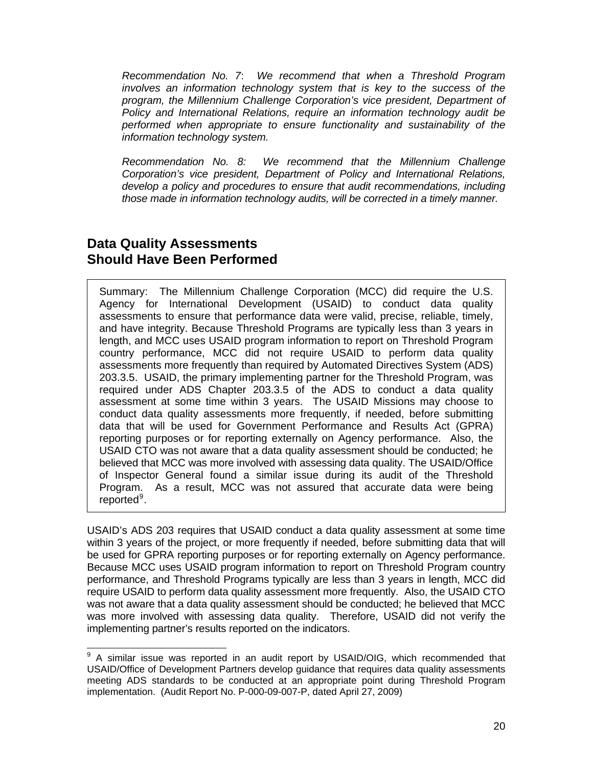*Recommendation No. 7*: *We recommend that when a Threshold Program involves an information technology system that is key to the success of the program, the Millennium Challenge Corporation's vice president, Department of Policy and International Relations, require an information technology audit be performed when appropriate to ensure functionality and sustainability of the information technology system.*

*Recommendation No. 8: We recommend that the Millennium Challenge Corporation's vice president, Department of Policy and International Relations, develop a policy and procedures to ensure that audit recommendations, including those made in information technology audits, will be corrected in a timely manner.*

## Data Quality Assessments Should Have Been Performed

> Summary: The Millennium Challenge Corporation (MCC) did require the U.S. Agency for International Development (USAID) to conduct data quality assessments to ensure that performance data were valid, precise, reliable, timely, and have integrity. Because Threshold Programs are typically less than 3 years in length, and MCC uses USAID program information to report on Threshold Program country performance, MCC did not require USAID to perform data quality assessments more frequently than required by Automated Directives System (ADS) 203.3.5. USAID, the primary implementing partner for the Threshold Program, was required under ADS Chapter 203.3.5 of the ADS to conduct a data quality assessment at some time within 3 years. The USAID Missions may choose to conduct data quality assessments more frequently, if needed, before submitting data that will be used for Government Performance and Results Act (GPRA) reporting purposes or for reporting externally on Agency performance. Also, the USAID CTO was not aware that a data quality assessment should be conducted; he believed that MCC was more involved with assessing data quality. The USAID/Office of Inspector General found a similar issue during its audit of the Threshold Program. As a result, MCC was not assured that accurate data were being reported[9].

USAID's ADS 203 requires that USAID conduct a data quality assessment at some time within 3 years of the project, or more frequently if needed, before submitting data that will be used for GPRA reporting purposes or for reporting externally on Agency performance. Because MCC uses USAID program information to report on Threshold Program country performance, and Threshold Programs typically are less than 3 years in length, MCC did require USAID to perform data quality assessment more frequently. Also, the USAID CTO was not aware that a data quality assessment should be conducted; he believed that MCC was more involved with assessing data quality. Therefore, USAID did not verify the implementing partner's results reported on the indicators.

[9] A similar issue was reported in an audit report by USAID/OIG, which recommended that USAID/Office of Development Partners develop guidance that requires data quality assessments meeting ADS standards to be conducted at an appropriate point during Threshold Program implementation. (Audit Report No. P-000-09-007-P, dated April 27, 2009)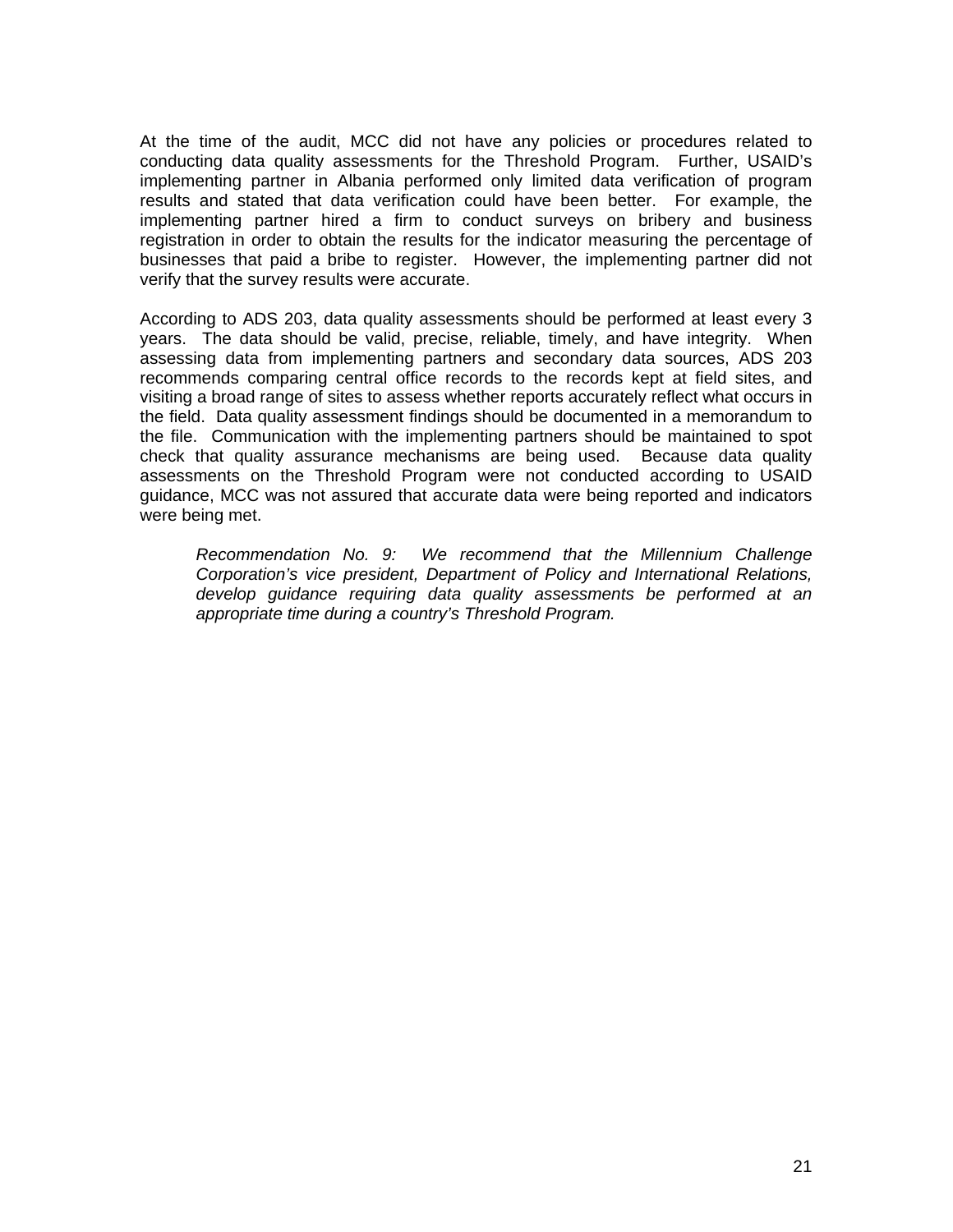At the time of the audit, MCC did not have any policies or procedures related to conducting data quality assessments for the Threshold Program. Further, USAID's implementing partner in Albania performed only limited data verification of program results and stated that data verification could have been better. For example, the implementing partner hired a firm to conduct surveys on bribery and business registration in order to obtain the results for the indicator measuring the percentage of businesses that paid a bribe to register. However, the implementing partner did not verify that the survey results were accurate.

According to ADS 203, data quality assessments should be performed at least every 3 years. The data should be valid, precise, reliable, timely, and have integrity. When assessing data from implementing partners and secondary data sources, ADS 203 recommends comparing central office records to the records kept at field sites, and visiting a broad range of sites to assess whether reports accurately reflect what occurs in the field. Data quality assessment findings should be documented in a memorandum to the file. Communication with the implementing partners should be maintained to spot check that quality assurance mechanisms are being used. Because data quality assessments on the Threshold Program were not conducted according to USAID guidance, MCC was not assured that accurate data were being reported and indicators were being met.

> *Recommendation No. 9: We recommend that the Millennium Challenge Corporation's vice president, Department of Policy and International Relations, develop guidance requiring data quality assessments be performed at an appropriate time during a country's Threshold Program.*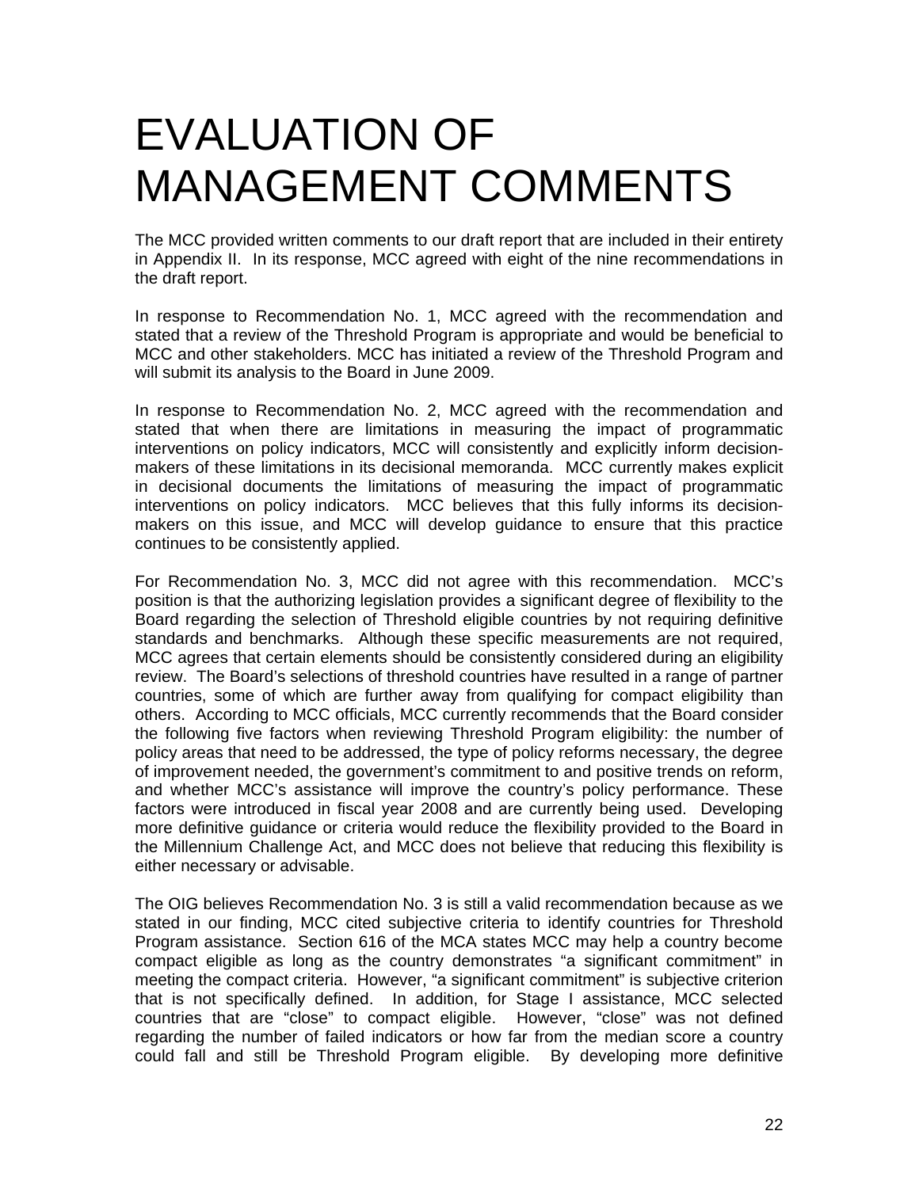# EVALUATION OF MANAGEMENT COMMENTS

The MCC provided written comments to our draft report that are included in their entirety in Appendix II. In its response, MCC agreed with eight of the nine recommendations in the draft report.

In response to Recommendation No. 1, MCC agreed with the recommendation and stated that a review of the Threshold Program is appropriate and would be beneficial to MCC and other stakeholders. MCC has initiated a review of the Threshold Program and will submit its analysis to the Board in June 2009.

In response to Recommendation No. 2, MCC agreed with the recommendation and stated that when there are limitations in measuring the impact of programmatic interventions on policy indicators, MCC will consistently and explicitly inform decision-makers of these limitations in its decisional memoranda. MCC currently makes explicit in decisional documents the limitations of measuring the impact of programmatic interventions on policy indicators. MCC believes that this fully informs its decision-makers on this issue, and MCC will develop guidance to ensure that this practice continues to be consistently applied.

For Recommendation No. 3, MCC did not agree with this recommendation. MCC's position is that the authorizing legislation provides a significant degree of flexibility to the Board regarding the selection of Threshold eligible countries by not requiring definitive standards and benchmarks. Although these specific measurements are not required, MCC agrees that certain elements should be consistently considered during an eligibility review. The Board's selections of threshold countries have resulted in a range of partner countries, some of which are further away from qualifying for compact eligibility than others. According to MCC officials, MCC currently recommends that the Board consider the following five factors when reviewing Threshold Program eligibility: the number of policy areas that need to be addressed, the type of policy reforms necessary, the degree of improvement needed, the government's commitment to and positive trends on reform, and whether MCC's assistance will improve the country's policy performance. These factors were introduced in fiscal year 2008 and are currently being used. Developing more definitive guidance or criteria would reduce the flexibility provided to the Board in the Millennium Challenge Act, and MCC does not believe that reducing this flexibility is either necessary or advisable.

The OIG believes Recommendation No. 3 is still a valid recommendation because as we stated in our finding, MCC cited subjective criteria to identify countries for Threshold Program assistance. Section 616 of the MCA states MCC may help a country become compact eligible as long as the country demonstrates "a significant commitment" in meeting the compact criteria. However, "a significant commitment" is subjective criterion that is not specifically defined. In addition, for Stage I assistance, MCC selected countries that are "close" to compact eligible. However, "close" was not defined regarding the number of failed indicators or how far from the median score a country could fall and still be Threshold Program eligible. By developing more definitive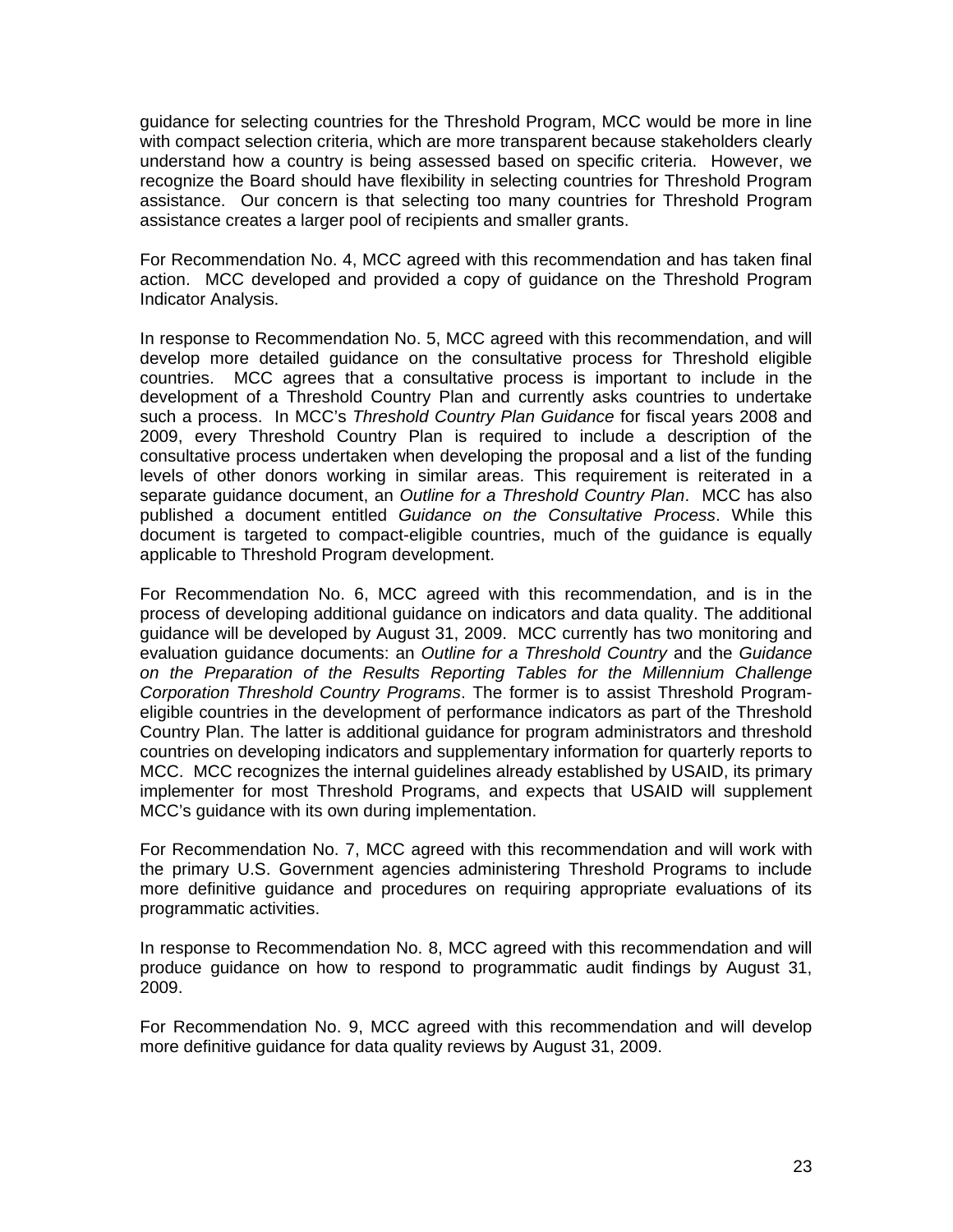guidance for selecting countries for the Threshold Program, MCC would be more in line with compact selection criteria, which are more transparent because stakeholders clearly understand how a country is being assessed based on specific criteria. However, we recognize the Board should have flexibility in selecting countries for Threshold Program assistance. Our concern is that selecting too many countries for Threshold Program assistance creates a larger pool of recipients and smaller grants.

For Recommendation No. 4, MCC agreed with this recommendation and has taken final action. MCC developed and provided a copy of guidance on the Threshold Program Indicator Analysis.

In response to Recommendation No. 5, MCC agreed with this recommendation, and will develop more detailed guidance on the consultative process for Threshold eligible countries. MCC agrees that a consultative process is important to include in the development of a Threshold Country Plan and currently asks countries to undertake such a process. In MCC's *Threshold Country Plan Guidance* for fiscal years 2008 and 2009, every Threshold Country Plan is required to include a description of the consultative process undertaken when developing the proposal and a list of the funding levels of other donors working in similar areas. This requirement is reiterated in a separate guidance document, an *Outline for a Threshold Country Plan*. MCC has also published a document entitled *Guidance on the Consultative Process*. While this document is targeted to compact-eligible countries, much of the guidance is equally applicable to Threshold Program development.

For Recommendation No. 6, MCC agreed with this recommendation, and is in the process of developing additional guidance on indicators and data quality. The additional guidance will be developed by August 31, 2009. MCC currently has two monitoring and evaluation guidance documents: an *Outline for a Threshold Country* and the *Guidance on the Preparation of the Results Reporting Tables for the Millennium Challenge Corporation Threshold Country Programs*. The former is to assist Threshold Program-eligible countries in the development of performance indicators as part of the Threshold Country Plan. The latter is additional guidance for program administrators and threshold countries on developing indicators and supplementary information for quarterly reports to MCC. MCC recognizes the internal guidelines already established by USAID, its primary implementer for most Threshold Programs, and expects that USAID will supplement MCC's guidance with its own during implementation.

For Recommendation No. 7, MCC agreed with this recommendation and will work with the primary U.S. Government agencies administering Threshold Programs to include more definitive guidance and procedures on requiring appropriate evaluations of its programmatic activities.

In response to Recommendation No. 8, MCC agreed with this recommendation and will produce guidance on how to respond to programmatic audit findings by August 31, 2009.

For Recommendation No. 9, MCC agreed with this recommendation and will develop more definitive guidance for data quality reviews by August 31, 2009.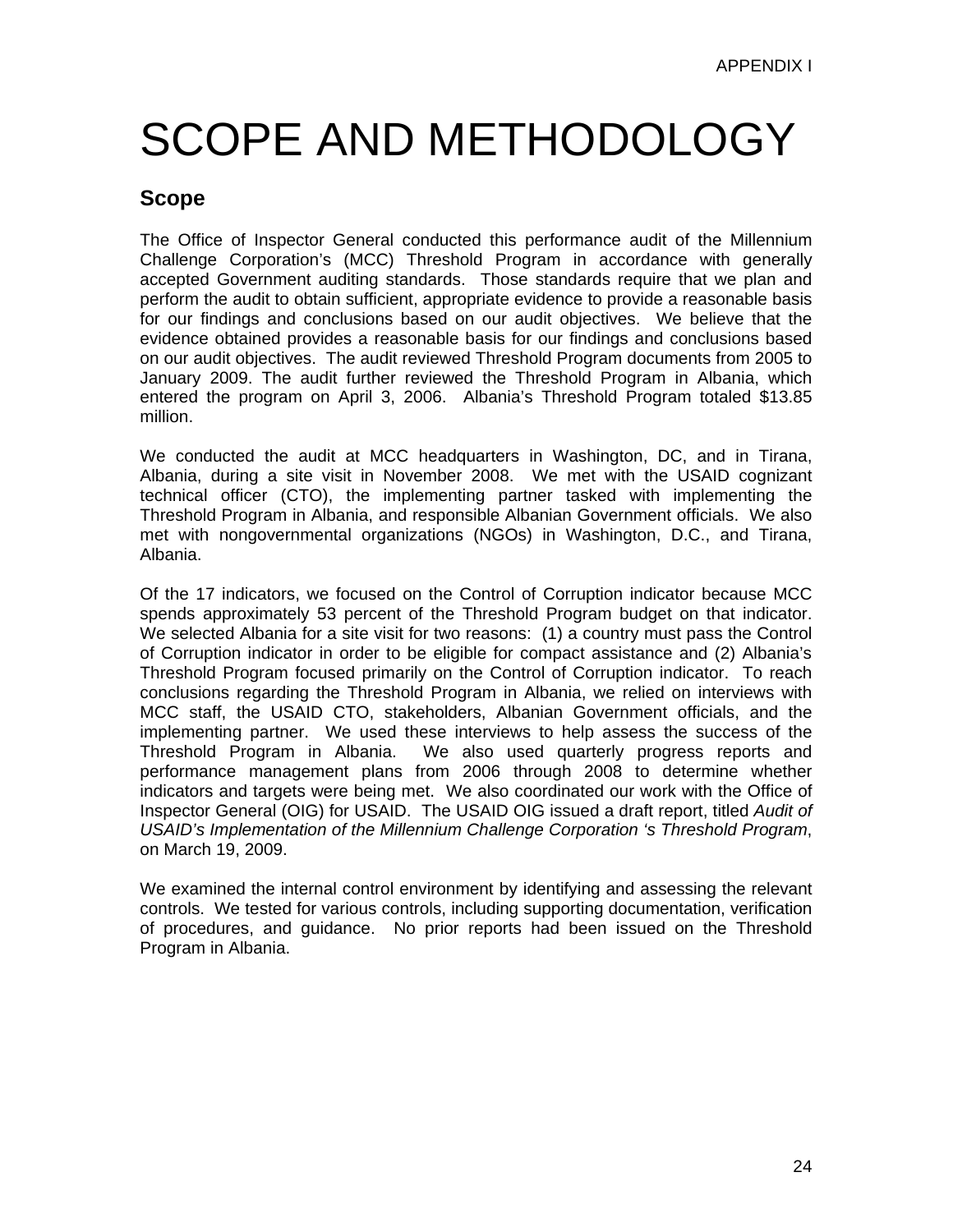# SCOPE AND METHODOLOGY

## Scope

The Office of Inspector General conducted this performance audit of the Millennium Challenge Corporation's (MCC) Threshold Program in accordance with generally accepted Government auditing standards. Those standards require that we plan and perform the audit to obtain sufficient, appropriate evidence to provide a reasonable basis for our findings and conclusions based on our audit objectives. We believe that the evidence obtained provides a reasonable basis for our findings and conclusions based on our audit objectives. The audit reviewed Threshold Program documents from 2005 to January 2009. The audit further reviewed the Threshold Program in Albania, which entered the program on April 3, 2006. Albania's Threshold Program totaled $13.85 million.

We conducted the audit at MCC headquarters in Washington, DC, and in Tirana, Albania, during a site visit in November 2008. We met with the USAID cognizant technical officer (CTO), the implementing partner tasked with implementing the Threshold Program in Albania, and responsible Albanian Government officials. We also met with nongovernmental organizations (NGOs) in Washington, D.C., and Tirana, Albania.

Of the 17 indicators, we focused on the Control of Corruption indicator because MCC spends approximately 53 percent of the Threshold Program budget on that indicator. We selected Albania for a site visit for two reasons: (1) a country must pass the Control of Corruption indicator in order to be eligible for compact assistance and (2) Albania's Threshold Program focused primarily on the Control of Corruption indicator. To reach conclusions regarding the Threshold Program in Albania, we relied on interviews with MCC staff, the USAID CTO, stakeholders, Albanian Government officials, and the implementing partner. We used these interviews to help assess the success of the Threshold Program in Albania. We also used quarterly progress reports and performance management plans from 2006 through 2008 to determine whether indicators and targets were being met. We also coordinated our work with the Office of Inspector General (OIG) for USAID. The USAID OIG issued a draft report, titled *Audit of USAID's Implementation of the Millennium Challenge Corporation 's Threshold Program*, on March 19, 2009.

We examined the internal control environment by identifying and assessing the relevant controls. We tested for various controls, including supporting documentation, verification of procedures, and guidance. No prior reports had been issued on the Threshold Program in Albania.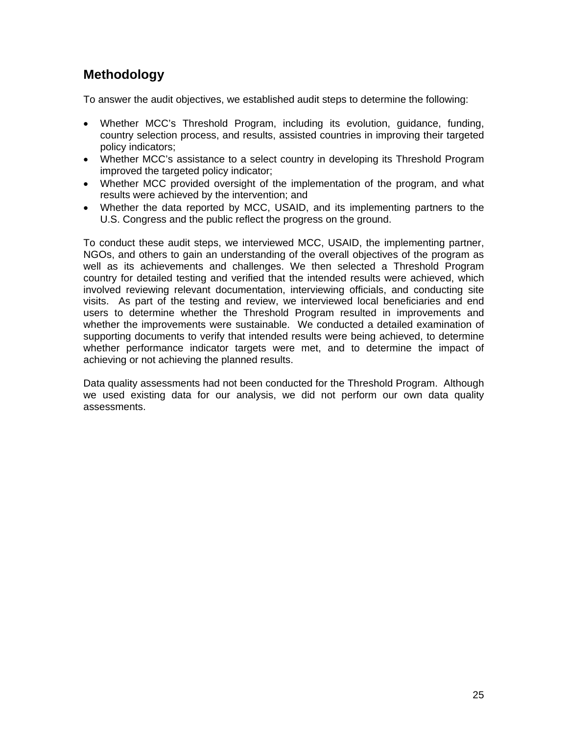## Methodology

To answer the audit objectives, we established audit steps to determine the following:

- Whether MCC's Threshold Program, including its evolution, guidance, funding, country selection process, and results, assisted countries in improving their targeted policy indicators;
- Whether MCC's assistance to a select country in developing its Threshold Program improved the targeted policy indicator;
- Whether MCC provided oversight of the implementation of the program, and what results were achieved by the intervention; and
- Whether the data reported by MCC, USAID, and its implementing partners to the U.S. Congress and the public reflect the progress on the ground.

To conduct these audit steps, we interviewed MCC, USAID, the implementing partner, NGOs, and others to gain an understanding of the overall objectives of the program as well as its achievements and challenges. We then selected a Threshold Program country for detailed testing and verified that the intended results were achieved, which involved reviewing relevant documentation, interviewing officials, and conducting site visits. As part of the testing and review, we interviewed local beneficiaries and end users to determine whether the Threshold Program resulted in improvements and whether the improvements were sustainable. We conducted a detailed examination of supporting documents to verify that intended results were being achieved, to determine whether performance indicator targets were met, and to determine the impact of achieving or not achieving the planned results.

Data quality assessments had not been conducted for the Threshold Program. Although we used existing data for our analysis, we did not perform our own data quality assessments.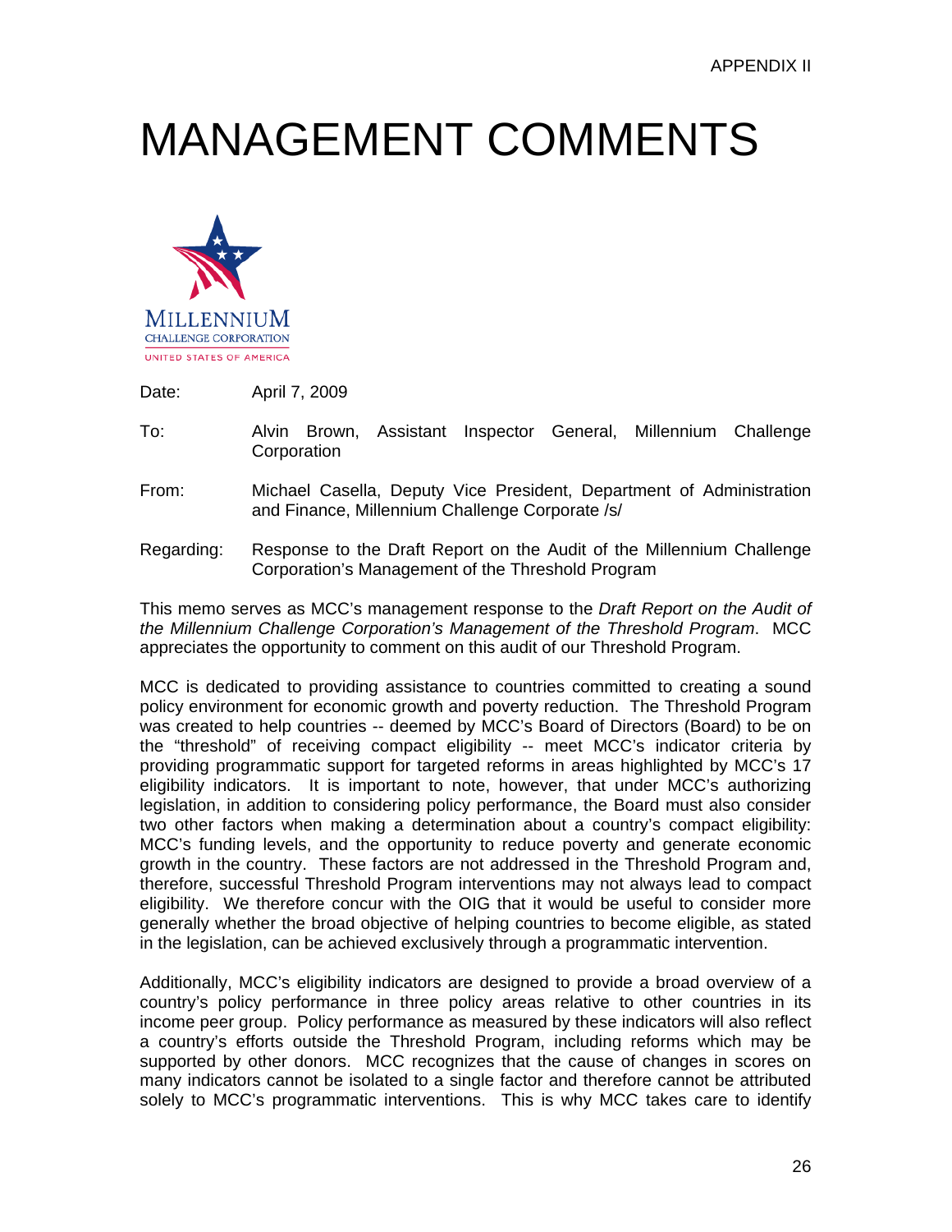APPENDIX II

# MANAGEMENT COMMENTS

MILLENNIUM
CHALLENGE CORPORATION
UNITED STATES OF AMERICA

Date: April 7, 2009

To: Alvin Brown, Assistant Inspector General, Millennium Challenge Corporation

From: Michael Casella, Deputy Vice President, Department of Administration and Finance, Millennium Challenge Corporate /s/

Regarding: Response to the Draft Report on the Audit of the Millennium Challenge Corporation's Management of the Threshold Program

This memo serves as MCC's management response to the *Draft Report on the Audit of the Millennium Challenge Corporation's Management of the Threshold Program*. MCC appreciates the opportunity to comment on this audit of our Threshold Program.

MCC is dedicated to providing assistance to countries committed to creating a sound policy environment for economic growth and poverty reduction. The Threshold Program was created to help countries -- deemed by MCC's Board of Directors (Board) to be on the "threshold" of receiving compact eligibility -- meet MCC's indicator criteria by providing programmatic support for targeted reforms in areas highlighted by MCC's 17 eligibility indicators. It is important to note, however, that under MCC's authorizing legislation, in addition to considering policy performance, the Board must also consider two other factors when making a determination about a country's compact eligibility: MCC's funding levels, and the opportunity to reduce poverty and generate economic growth in the country. These factors are not addressed in the Threshold Program and, therefore, successful Threshold Program interventions may not always lead to compact eligibility. We therefore concur with the OIG that it would be useful to consider more generally whether the broad objective of helping countries to become eligible, as stated in the legislation, can be achieved exclusively through a programmatic intervention.

Additionally, MCC's eligibility indicators are designed to provide a broad overview of a country's policy performance in three policy areas relative to other countries in its income peer group. Policy performance as measured by these indicators will also reflect a country's efforts outside the Threshold Program, including reforms which may be supported by other donors. MCC recognizes that the cause of changes in scores on many indicators cannot be isolated to a single factor and therefore cannot be attributed solely to MCC's programmatic interventions. This is why MCC takes care to identify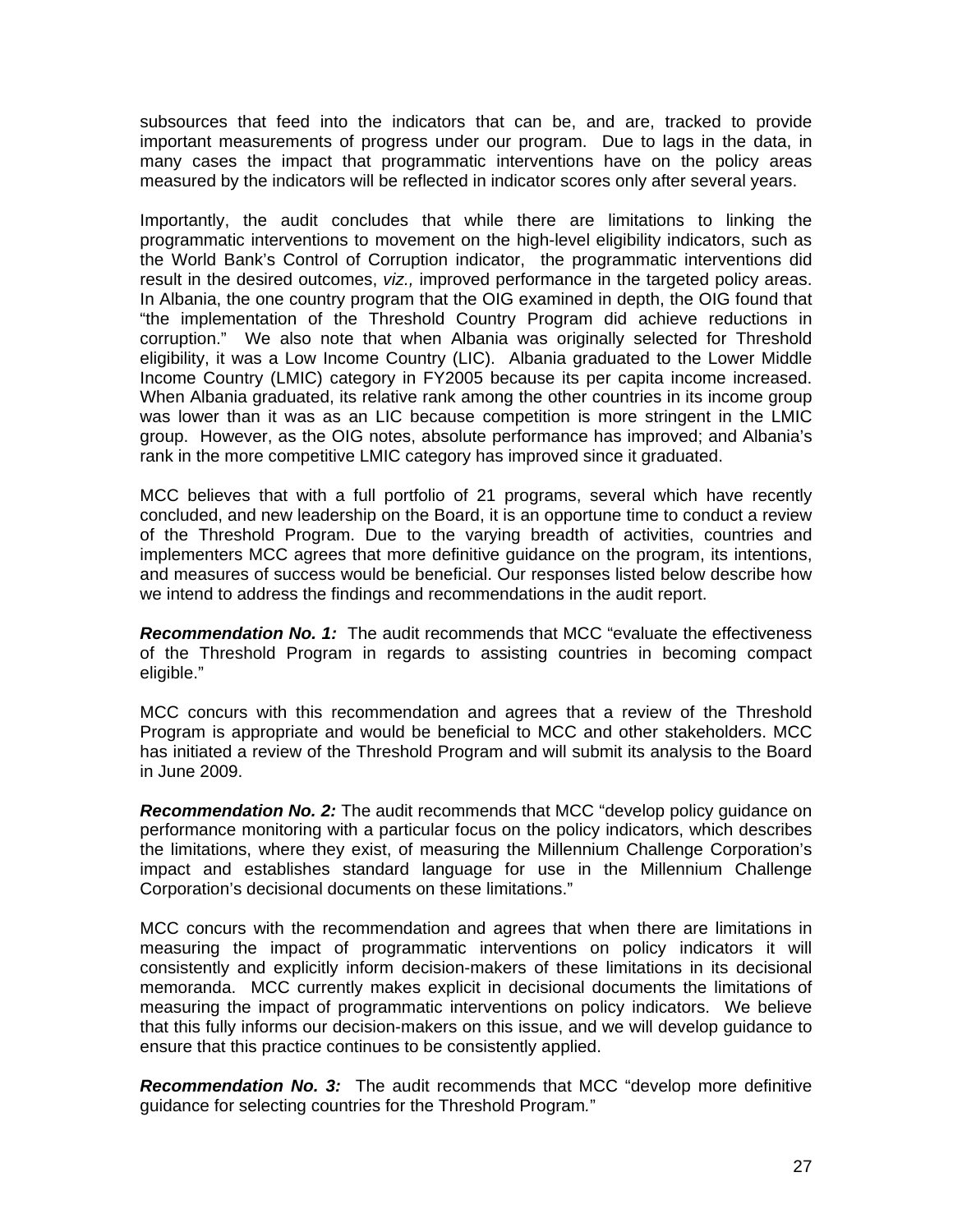subsources that feed into the indicators that can be, and are, tracked to provide important measurements of progress under our program. Due to lags in the data, in many cases the impact that programmatic interventions have on the policy areas measured by the indicators will be reflected in indicator scores only after several years.

Importantly, the audit concludes that while there are limitations to linking the programmatic interventions to movement on the high-level eligibility indicators, such as the World Bank's Control of Corruption indicator, the programmatic interventions did result in the desired outcomes, *viz.,* improved performance in the targeted policy areas. In Albania, the one country program that the OIG examined in depth, the OIG found that "the implementation of the Threshold Country Program did achieve reductions in corruption." We also note that when Albania was originally selected for Threshold eligibility, it was a Low Income Country (LIC). Albania graduated to the Lower Middle Income Country (LMIC) category in FY2005 because its per capita income increased. When Albania graduated, its relative rank among the other countries in its income group was lower than it was as an LIC because competition is more stringent in the LMIC group. However, as the OIG notes, absolute performance has improved; and Albania's rank in the more competitive LMIC category has improved since it graduated.

MCC believes that with a full portfolio of 21 programs, several which have recently concluded, and new leadership on the Board, it is an opportune time to conduct a review of the Threshold Program. Due to the varying breadth of activities, countries and implementers MCC agrees that more definitive guidance on the program, its intentions, and measures of success would be beneficial. Our responses listed below describe how we intend to address the findings and recommendations in the audit report.

***Recommendation No. 1:*** The audit recommends that MCC "evaluate the effectiveness of the Threshold Program in regards to assisting countries in becoming compact eligible."

MCC concurs with this recommendation and agrees that a review of the Threshold Program is appropriate and would be beneficial to MCC and other stakeholders. MCC has initiated a review of the Threshold Program and will submit its analysis to the Board in June 2009.

***Recommendation No. 2:*** The audit recommends that MCC "develop policy guidance on performance monitoring with a particular focus on the policy indicators, which describes the limitations, where they exist, of measuring the Millennium Challenge Corporation's impact and establishes standard language for use in the Millennium Challenge Corporation's decisional documents on these limitations."

MCC concurs with the recommendation and agrees that when there are limitations in measuring the impact of programmatic interventions on policy indicators it will consistently and explicitly inform decision-makers of these limitations in its decisional memoranda. MCC currently makes explicit in decisional documents the limitations of measuring the impact of programmatic interventions on policy indicators. We believe that this fully informs our decision-makers on this issue, and we will develop guidance to ensure that this practice continues to be consistently applied.

***Recommendation No. 3:*** The audit recommends that MCC "develop more definitive guidance for selecting countries for the Threshold Program."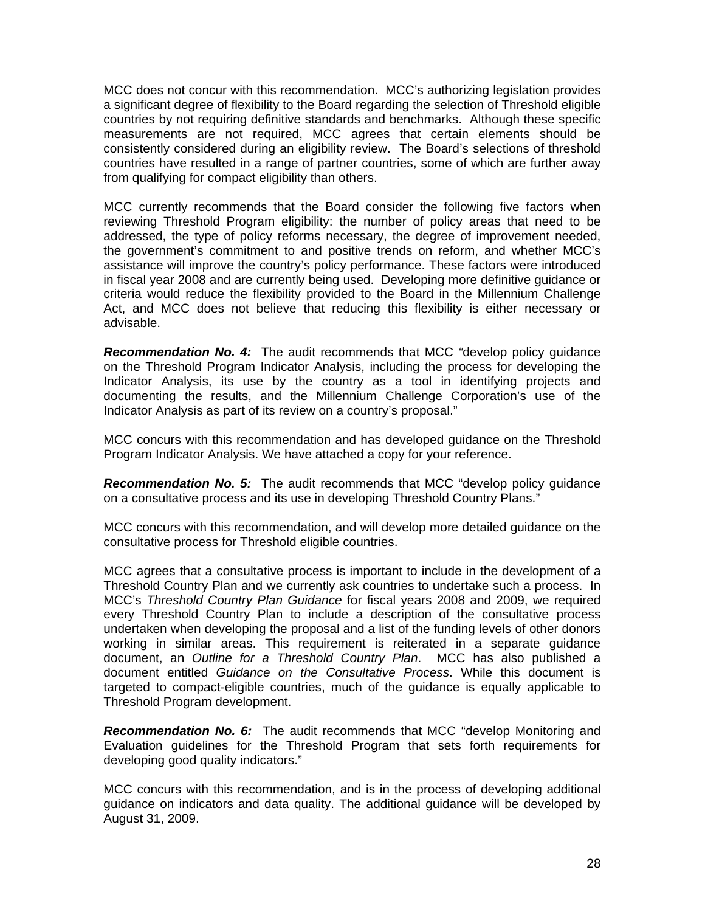MCC does not concur with this recommendation. MCC's authorizing legislation provides a significant degree of flexibility to the Board regarding the selection of Threshold eligible countries by not requiring definitive standards and benchmarks. Although these specific measurements are not required, MCC agrees that certain elements should be consistently considered during an eligibility review. The Board's selections of threshold countries have resulted in a range of partner countries, some of which are further away from qualifying for compact eligibility than others.

MCC currently recommends that the Board consider the following five factors when reviewing Threshold Program eligibility: the number of policy areas that need to be addressed, the type of policy reforms necessary, the degree of improvement needed, the government's commitment to and positive trends on reform, and whether MCC's assistance will improve the country's policy performance. These factors were introduced in fiscal year 2008 and are currently being used. Developing more definitive guidance or criteria would reduce the flexibility provided to the Board in the Millennium Challenge Act, and MCC does not believe that reducing this flexibility is either necessary or advisable.

***Recommendation No. 4:*** The audit recommends that MCC "develop policy guidance on the Threshold Program Indicator Analysis, including the process for developing the Indicator Analysis, its use by the country as a tool in identifying projects and documenting the results, and the Millennium Challenge Corporation's use of the Indicator Analysis as part of its review on a country's proposal."

MCC concurs with this recommendation and has developed guidance on the Threshold Program Indicator Analysis. We have attached a copy for your reference.

***Recommendation No. 5:*** The audit recommends that MCC "develop policy guidance on a consultative process and its use in developing Threshold Country Plans."

MCC concurs with this recommendation, and will develop more detailed guidance on the consultative process for Threshold eligible countries.

MCC agrees that a consultative process is important to include in the development of a Threshold Country Plan and we currently ask countries to undertake such a process. In MCC's *Threshold Country Plan Guidance* for fiscal years 2008 and 2009, we required every Threshold Country Plan to include a description of the consultative process undertaken when developing the proposal and a list of the funding levels of other donors working in similar areas. This requirement is reiterated in a separate guidance document, an *Outline for a Threshold Country Plan*. MCC has also published a document entitled *Guidance on the Consultative Process*. While this document is targeted to compact-eligible countries, much of the guidance is equally applicable to Threshold Program development.

***Recommendation No. 6:*** The audit recommends that MCC "develop Monitoring and Evaluation guidelines for the Threshold Program that sets forth requirements for developing good quality indicators."

MCC concurs with this recommendation, and is in the process of developing additional guidance on indicators and data quality. The additional guidance will be developed by August 31, 2009.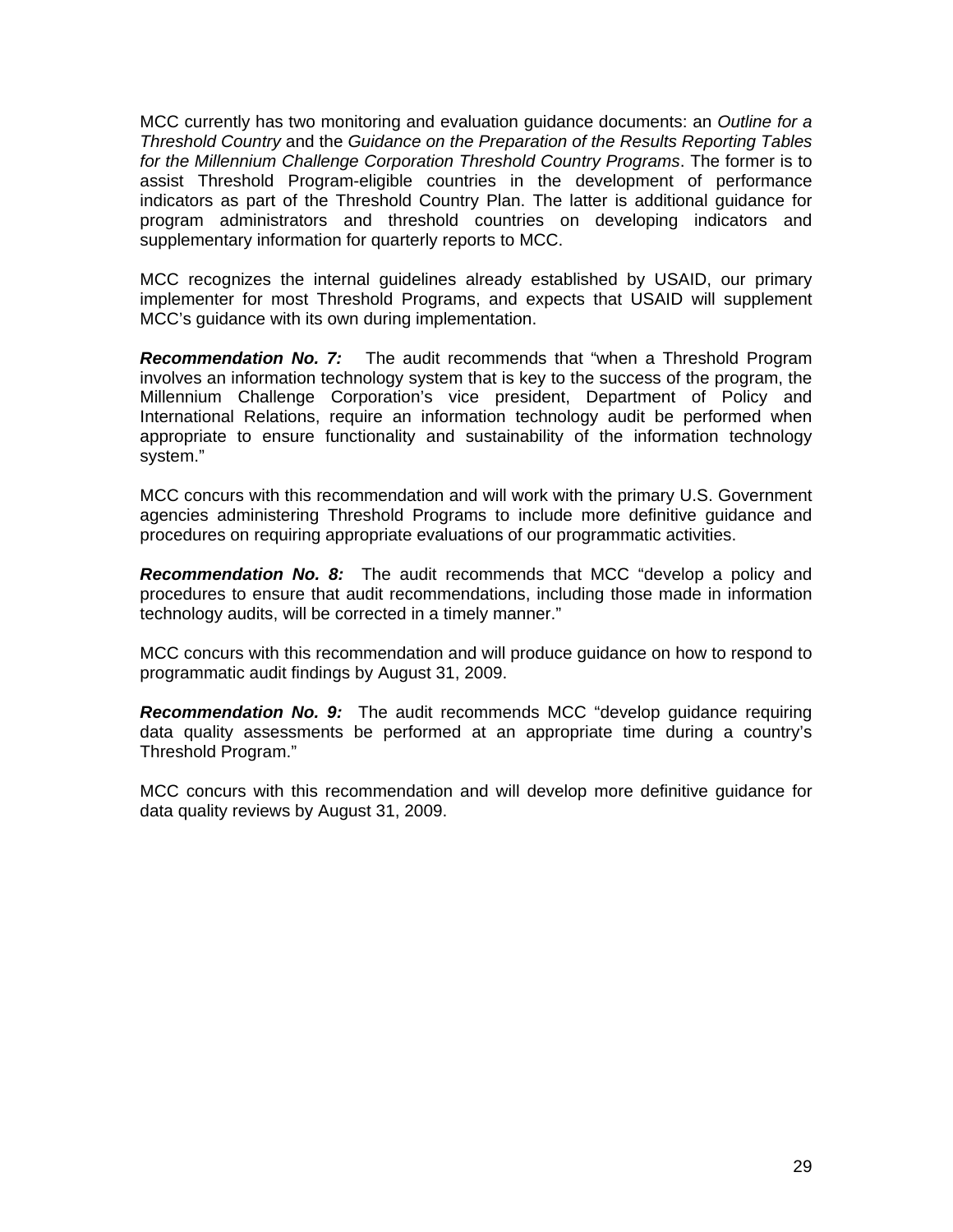MCC currently has two monitoring and evaluation guidance documents: an *Outline for a Threshold Country* and the *Guidance on the Preparation of the Results Reporting Tables for the Millennium Challenge Corporation Threshold Country Programs*. The former is to assist Threshold Program-eligible countries in the development of performance indicators as part of the Threshold Country Plan. The latter is additional guidance for program administrators and threshold countries on developing indicators and supplementary information for quarterly reports to MCC.

MCC recognizes the internal guidelines already established by USAID, our primary implementer for most Threshold Programs, and expects that USAID will supplement MCC's guidance with its own during implementation.

***Recommendation No. 7:*** The audit recommends that "when a Threshold Program involves an information technology system that is key to the success of the program, the Millennium Challenge Corporation's vice president, Department of Policy and International Relations, require an information technology audit be performed when appropriate to ensure functionality and sustainability of the information technology system."

MCC concurs with this recommendation and will work with the primary U.S. Government agencies administering Threshold Programs to include more definitive guidance and procedures on requiring appropriate evaluations of our programmatic activities.

***Recommendation No. 8:*** The audit recommends that MCC "develop a policy and procedures to ensure that audit recommendations, including those made in information technology audits, will be corrected in a timely manner."

MCC concurs with this recommendation and will produce guidance on how to respond to programmatic audit findings by August 31, 2009.

***Recommendation No. 9:*** The audit recommends MCC "develop guidance requiring data quality assessments be performed at an appropriate time during a country's Threshold Program."

MCC concurs with this recommendation and will develop more definitive guidance for data quality reviews by August 31, 2009.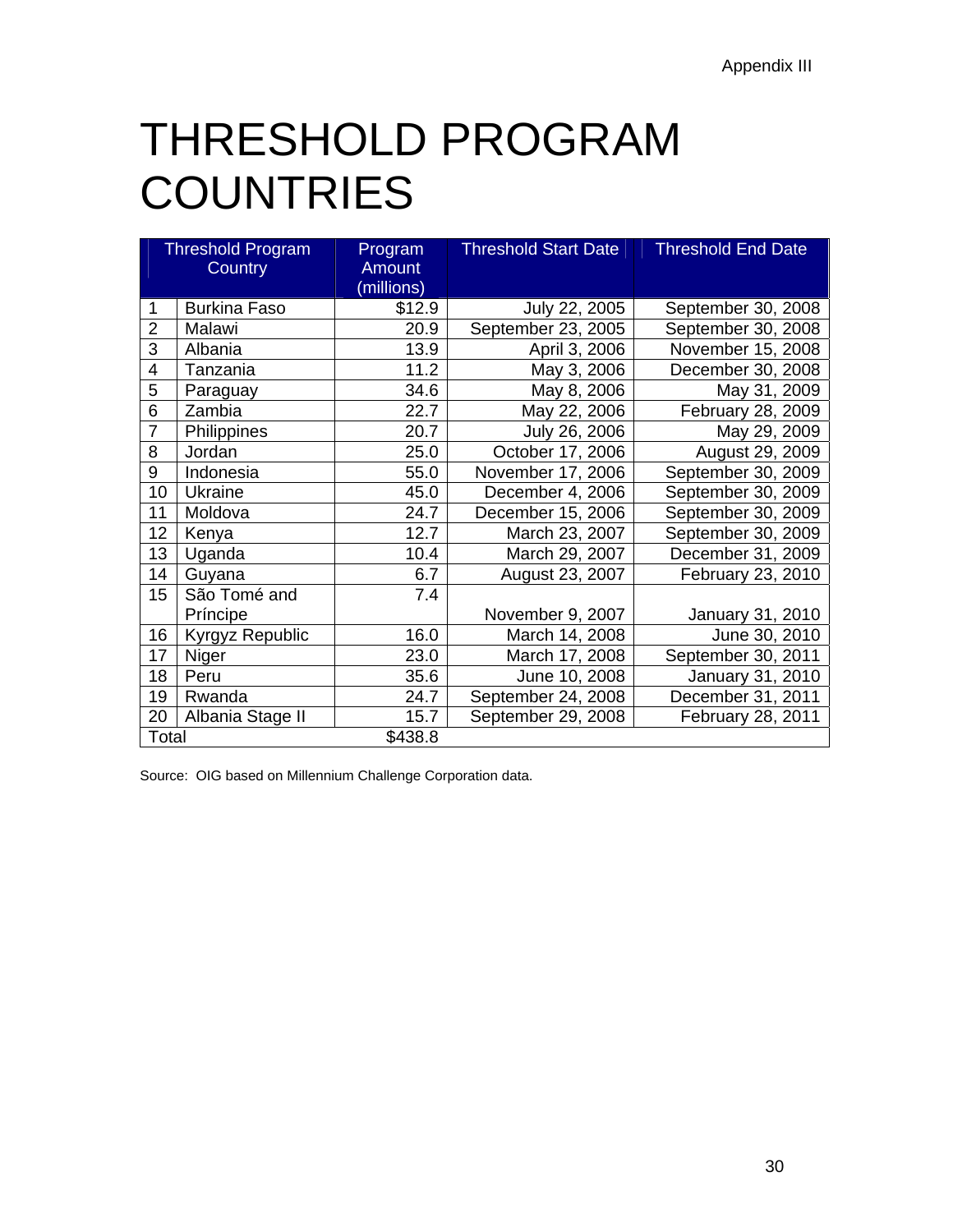Appendix III

# THRESHOLD PROGRAM COUNTRIES

| | Threshold Program Country | Program Amount (millions) | Threshold Start Date | Threshold End Date |
|---|---|---|---|---|
| 1 | Burkina Faso | $12.9 | July 22, 2005 | September 30, 2008 |
| 2 | Malawi | 20.9 | September 23, 2005 | September 30, 2008 |
| 3 | Albania | 13.9 | April 3, 2006 | November 15, 2008 |
| 4 | Tanzania | 11.2 | May 3, 2006 | December 30, 2008 |
| 5 | Paraguay | 34.6 | May 8, 2006 | May 31, 2009 |
| 6 | Zambia | 22.7 | May 22, 2006 | February 28, 2009 |
| 7 | Philippines | 20.7 | July 26, 2006 | May 29, 2009 |
| 8 | Jordan | 25.0 | October 17, 2006 | August 29, 2009 |
| 9 | Indonesia | 55.0 | November 17, 2006 | September 30, 2009 |
| 10 | Ukraine | 45.0 | December 4, 2006 | September 30, 2009 |
| 11 | Moldova | 24.7 | December 15, 2006 | September 30, 2009 |
| 12 | Kenya | 12.7 | March 23, 2007 | September 30, 2009 |
| 13 | Uganda | 10.4 | March 29, 2007 | December 31, 2009 |
| 14 | Guyana | 6.7 | August 23, 2007 | February 23, 2010 |
| 15 | São Tomé and Príncipe | 7.4 | November 9, 2007 | January 31, 2010 |
| 16 | Kyrgyz Republic | 16.0 | March 14, 2008 | June 30, 2010 |
| 17 | Niger | 23.0 | March 17, 2008 | September 30, 2011 |
| 18 | Peru | 35.6 | June 10, 2008 | January 31, 2010 |
| 19 | Rwanda | 24.7 | September 24, 2008 | December 31, 2011 |
| 20 | Albania Stage II | 15.7 | September 29, 2008 | February 28, 2011 |
| Total | | $438.8 | | |

Source: OIG based on Millennium Challenge Corporation data.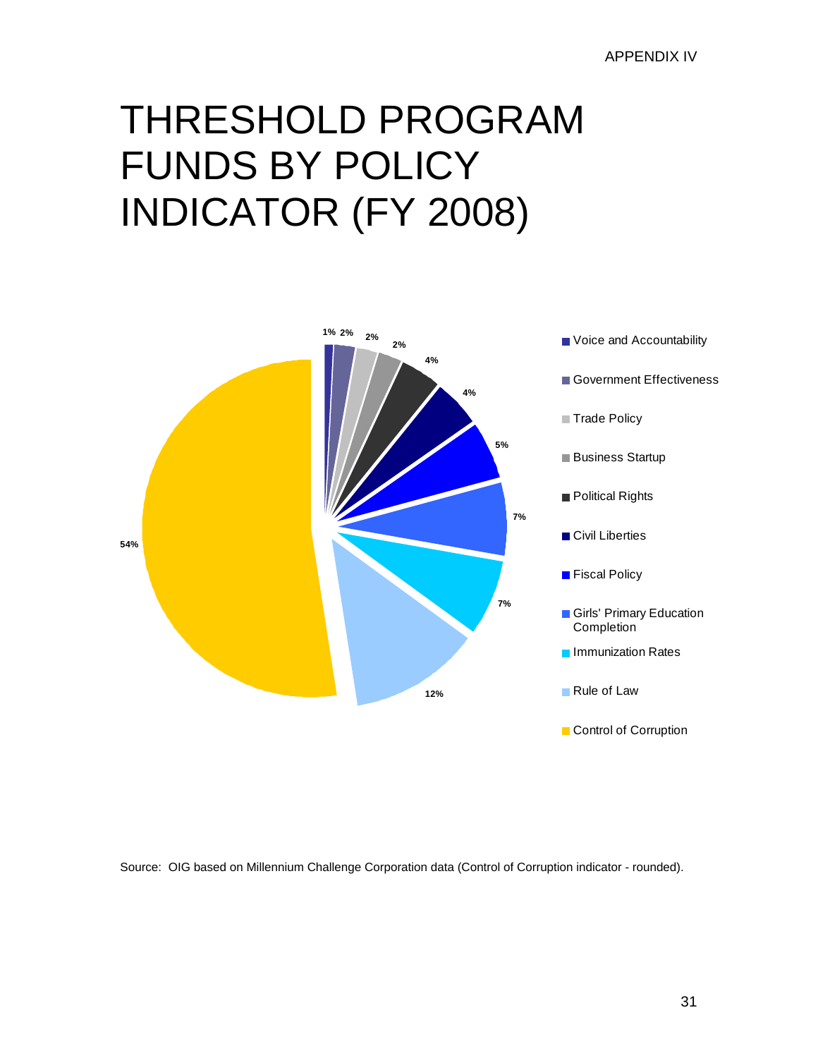APPENDIX IV

# THRESHOLD PROGRAM FUNDS BY POLICY INDICATOR (FY 2008)

| Policy Indicator | Percentage |
|---|---|
| Voice and Accountability | 1% |
| Government Effectiveness | 2% |
| Trade Policy | 2% |
| Business Startup | 2% |
| Political Rights | 4% |
| Civil Liberties | 4% |
| Fiscal Policy | 5% |
| Girls' Primary Education Completion | 7% |
| Immunization Rates | 7% |
| Rule of Law | 12% |
| Control of Corruption | 54% |

Source: OIG based on Millennium Challenge Corporation data (Control of Corruption indicator - rounded).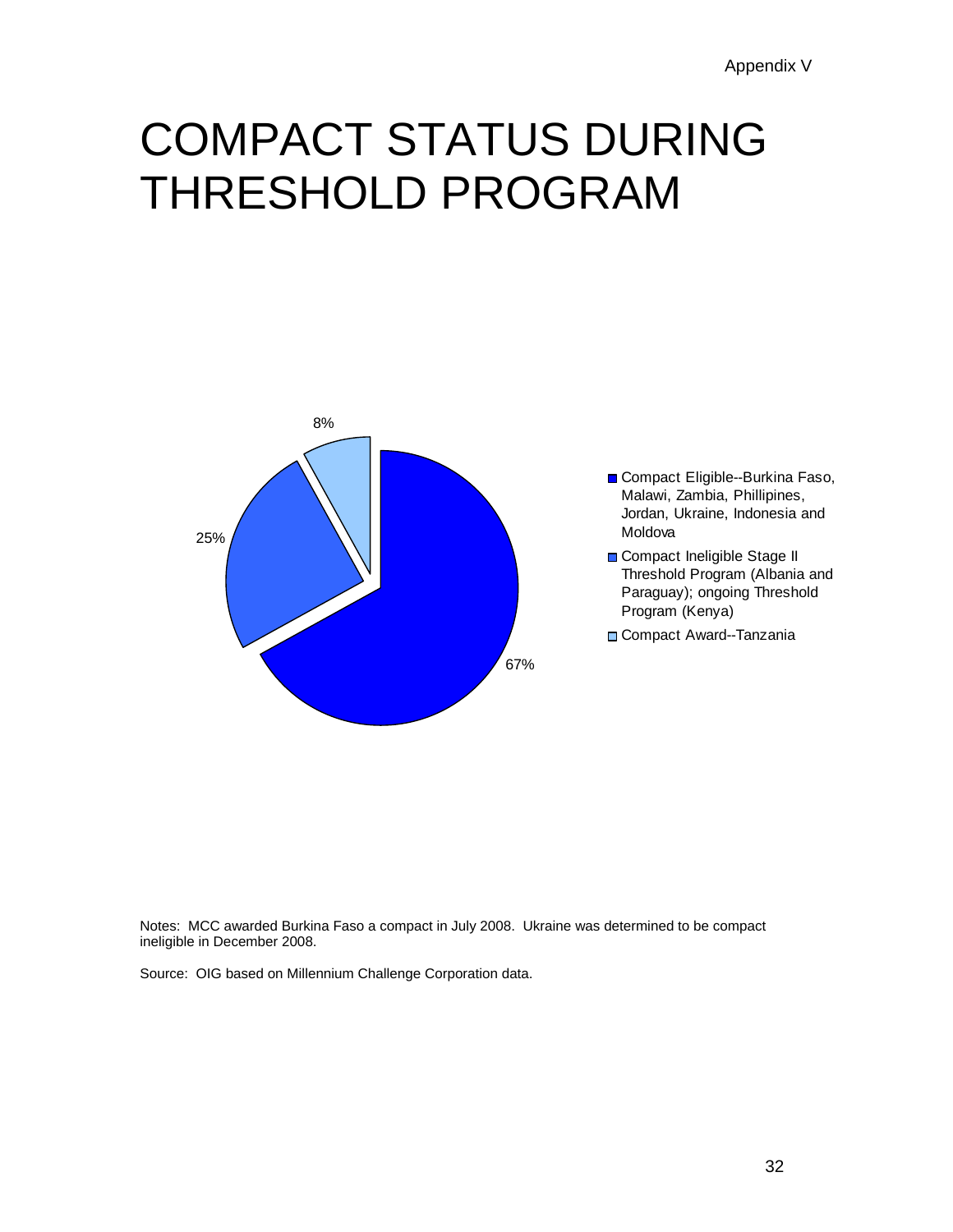Appendix V

# COMPACT STATUS DURING THRESHOLD PROGRAM

8%

25%

67%

- Compact Eligible--Burkina Faso, Malawi, Zambia, Phillipines, Jordan, Ukraine, Indonesia and Moldova
- Compact Ineligible Stage II Threshold Program (Albania and Paraguay); ongoing Threshold Program (Kenya)
- Compact Award--Tanzania

Notes: MCC awarded Burkina Faso a compact in July 2008. Ukraine was determined to be compact ineligible in December 2008.

Source: OIG based on Millennium Challenge Corporation data.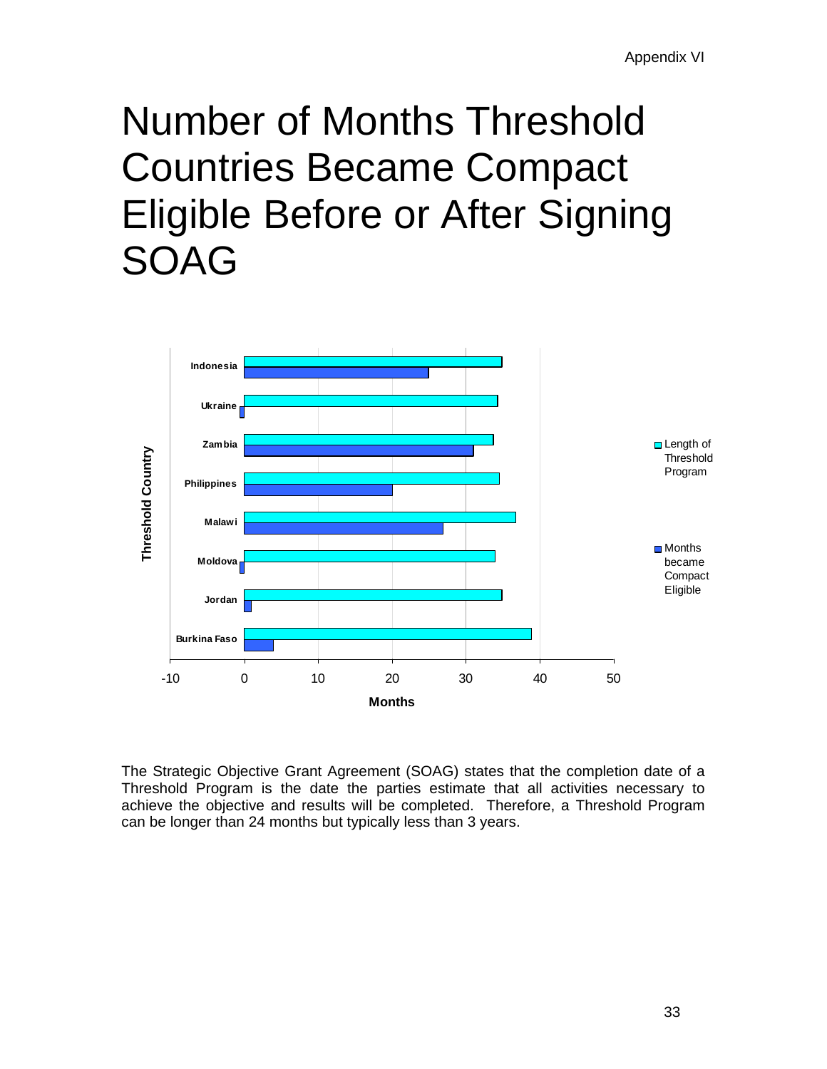# Number of Months Threshold Countries Became Compact Eligible Before or After Signing SOAG

The Strategic Objective Grant Agreement (SOAG) states that the completion date of a Threshold Program is the date the parties estimate that all activities necessary to achieve the objective and results will be completed. Therefore, a Threshold Program can be longer than 24 months but typically less than 3 years.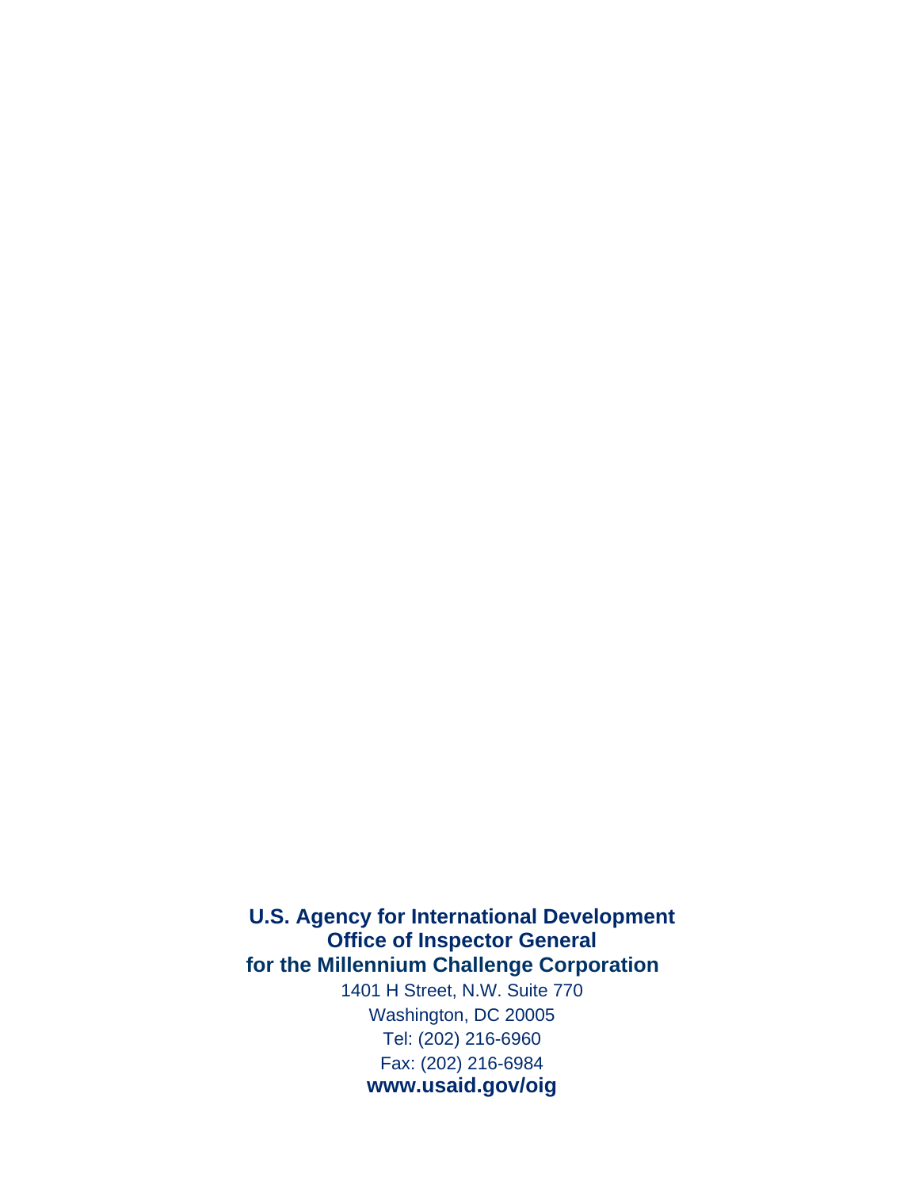**U.S. Agency for International Development**
**Office of Inspector General**
**for the Millennium Challenge Corporation**

1401 H Street, N.W. Suite 770
Washington, DC 20005
Tel: (202) 216-6960
Fax: (202) 216-6984
**www.usaid.gov/oig**